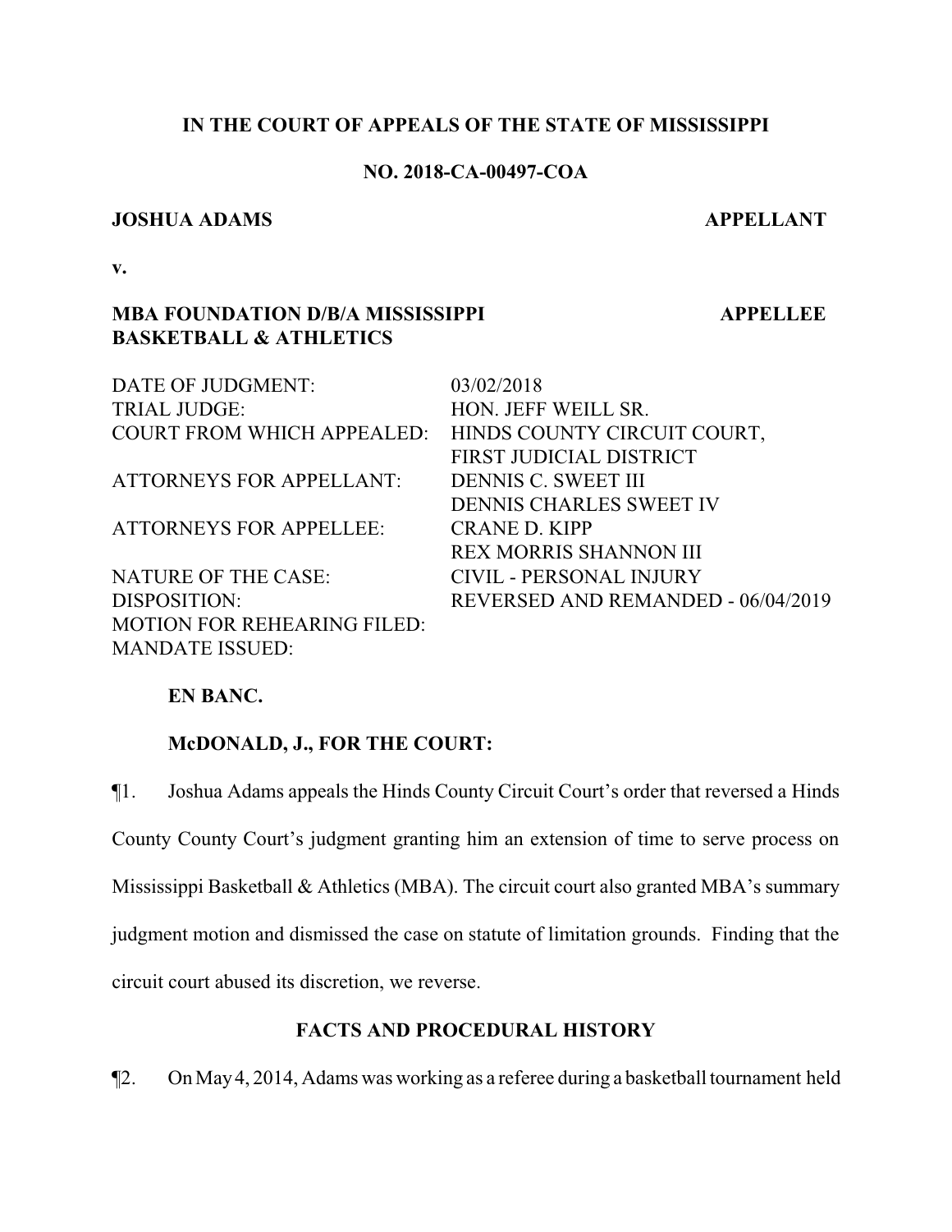**IN THE COURT OF APPEALS OF THE STATE OF MISSISSIPPI**

**NO. 2018-CA-00497-COA**

**JOSHUA ADAMS** **APPELLANT**

**v.**

**MBA FOUNDATION D/B/A MISSISSIPPI BASKETBALL & ATHLETICS** **APPELLEE**

| | |
|---|---|
| DATE OF JUDGMENT: | 03/02/2018 |
| TRIAL JUDGE: | HON. JEFF WEILL SR. |
| COURT FROM WHICH APPEALED: | HINDS COUNTY CIRCUIT COURT, FIRST JUDICIAL DISTRICT |
| ATTORNEYS FOR APPELLANT: | DENNIS C. SWEET III<br>DENNIS CHARLES SWEET IV |
| ATTORNEYS FOR APPELLEE: | CRANE D. KIPP<br>REX MORRIS SHANNON III |
| NATURE OF THE CASE: | CIVIL - PERSONAL INJURY |
| DISPOSITION: | REVERSED AND REMANDED - 06/04/2019 |
| MOTION FOR REHEARING FILED: | |
| MANDATE ISSUED: | |

**EN BANC.**

**McDONALD, J., FOR THE COURT:**

¶1. Joshua Adams appeals the Hinds County Circuit Court's order that reversed a Hinds County County Court's judgment granting him an extension of time to serve process on Mississippi Basketball & Athletics (MBA). The circuit court also granted MBA's summary judgment motion and dismissed the case on statute of limitation grounds. Finding that the circuit court abused its discretion, we reverse.

## FACTS AND PROCEDURAL HISTORY

¶2. On May 4, 2014, Adams was working as a referee during a basketball tournament held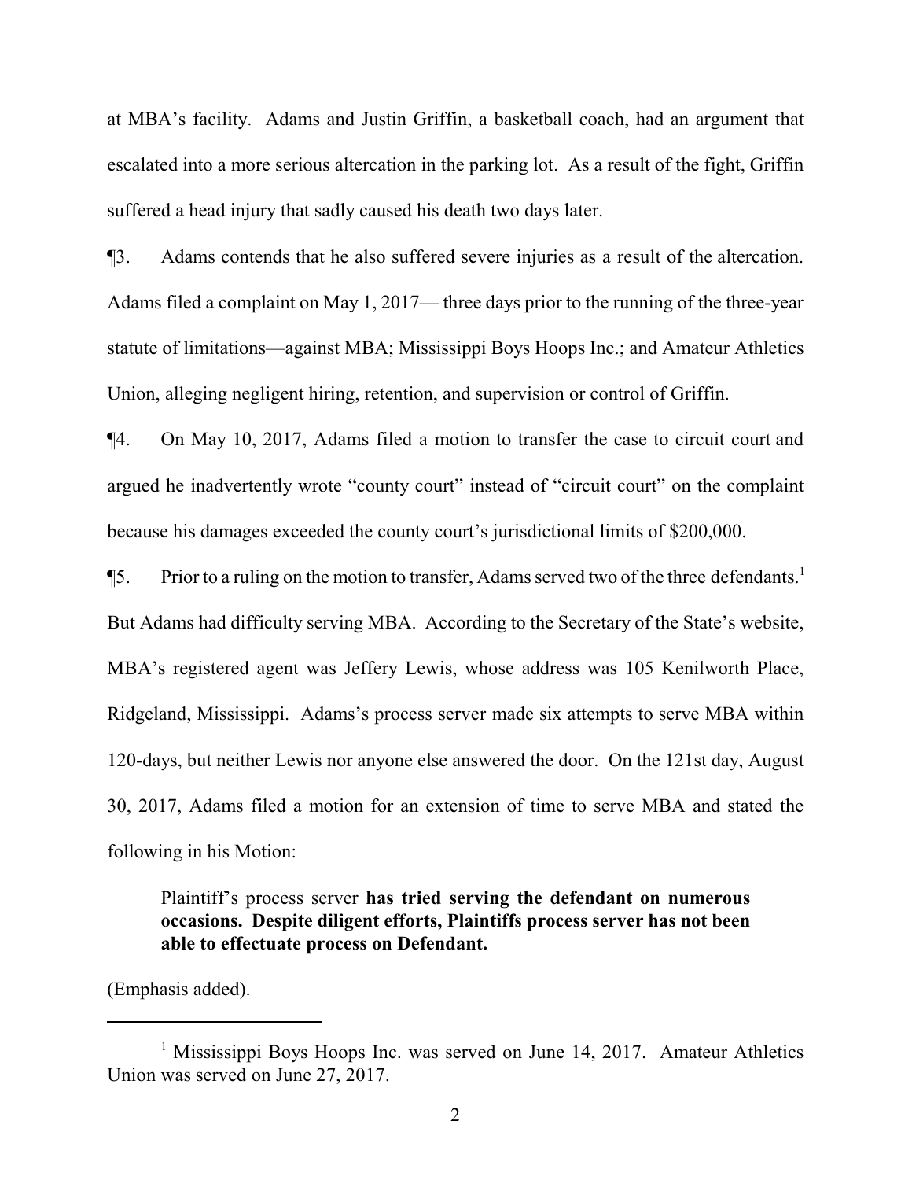at MBA's facility. Adams and Justin Griffin, a basketball coach, had an argument that escalated into a more serious altercation in the parking lot. As a result of the fight, Griffin suffered a head injury that sadly caused his death two days later.

¶3. Adams contends that he also suffered severe injuries as a result of the altercation. Adams filed a complaint on May 1, 2017— three days prior to the running of the three-year statute of limitations—against MBA; Mississippi Boys Hoops Inc.; and Amateur Athletics Union, alleging negligent hiring, retention, and supervision or control of Griffin.

¶4. On May 10, 2017, Adams filed a motion to transfer the case to circuit court and argued he inadvertently wrote "county court" instead of "circuit court" on the complaint because his damages exceeded the county court's jurisdictional limits of $200,000.

¶5. Prior to a ruling on the motion to transfer, Adams served two of the three defendants.[1] But Adams had difficulty serving MBA. According to the Secretary of the State's website, MBA's registered agent was Jeffery Lewis, whose address was 105 Kenilworth Place, Ridgeland, Mississippi. Adams's process server made six attempts to serve MBA within 120-days, but neither Lewis nor anyone else answered the door. On the 121st day, August 30, 2017, Adams filed a motion for an extension of time to serve MBA and stated the following in his Motion:

> Plaintiff's process server **has tried serving the defendant on numerous occasions. Despite diligent efforts, Plaintiffs process server has not been able to effectuate process on Defendant.**

(Emphasis added).

---

[1] Mississippi Boys Hoops Inc. was served on June 14, 2017. Amateur Athletics Union was served on June 27, 2017.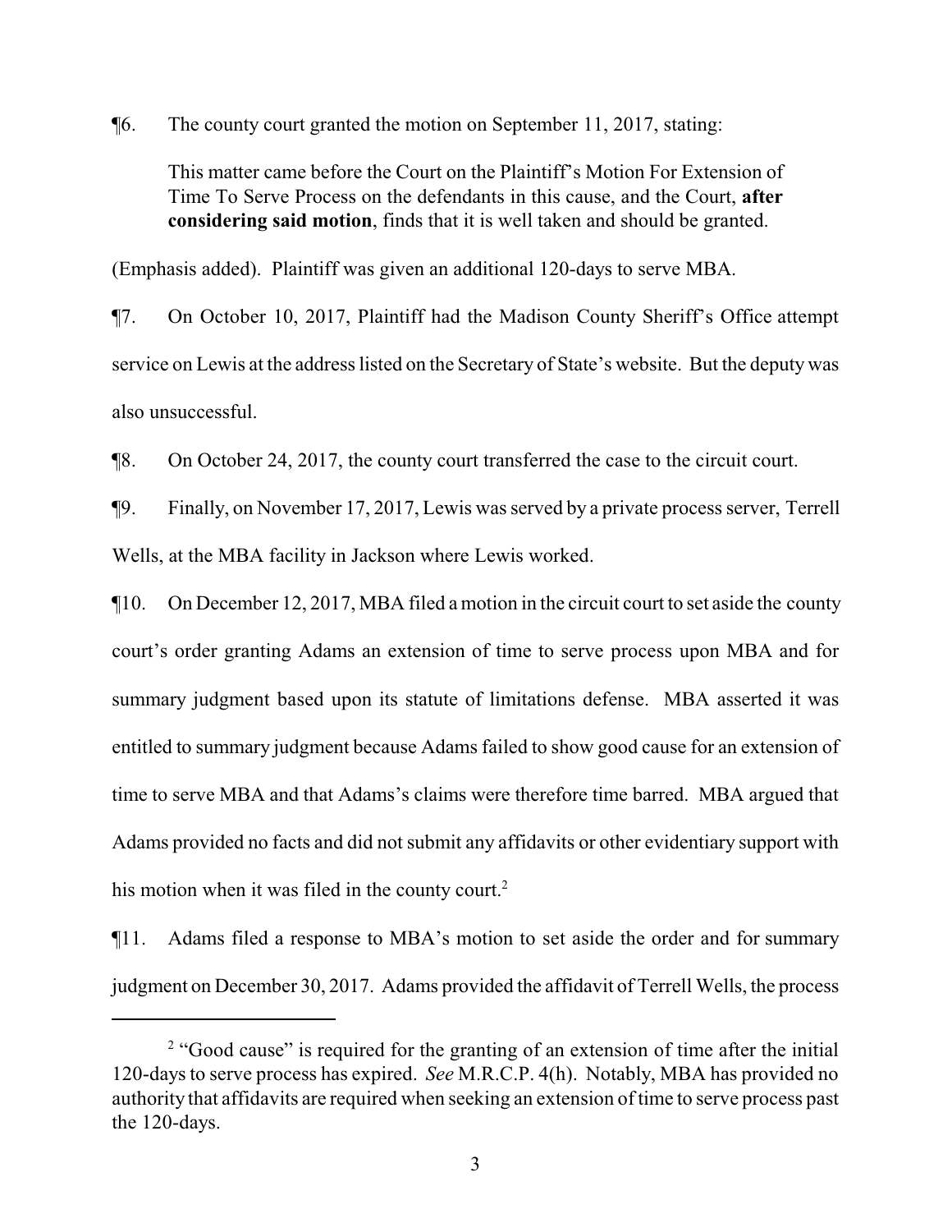¶6. The county court granted the motion on September 11, 2017, stating:

> This matter came before the Court on the Plaintiff's Motion For Extension of Time To Serve Process on the defendants in this cause, and the Court, **after considering said motion**, finds that it is well taken and should be granted.

(Emphasis added). Plaintiff was given an additional 120-days to serve MBA.

¶7. On October 10, 2017, Plaintiff had the Madison County Sheriff's Office attempt service on Lewis at the address listed on the Secretary of State's website. But the deputy was also unsuccessful.

¶8. On October 24, 2017, the county court transferred the case to the circuit court.

¶9. Finally, on November 17, 2017, Lewis was served by a private process server, Terrell Wells, at the MBA facility in Jackson where Lewis worked.

¶10. On December 12, 2017, MBA filed a motion in the circuit court to set aside the county court's order granting Adams an extension of time to serve process upon MBA and for summary judgment based upon its statute of limitations defense. MBA asserted it was entitled to summary judgment because Adams failed to show good cause for an extension of time to serve MBA and that Adams's claims were therefore time barred. MBA argued that Adams provided no facts and did not submit any affidavits or other evidentiary support with his motion when it was filed in the county court.[2]

¶11. Adams filed a response to MBA's motion to set aside the order and for summary judgment on December 30, 2017. Adams provided the affidavit of Terrell Wells, the process

---

[2] "Good cause" is required for the granting of an extension of time after the initial 120-days to serve process has expired. *See* M.R.C.P. 4(h). Notably, MBA has provided no authority that affidavits are required when seeking an extension of time to serve process past the 120-days.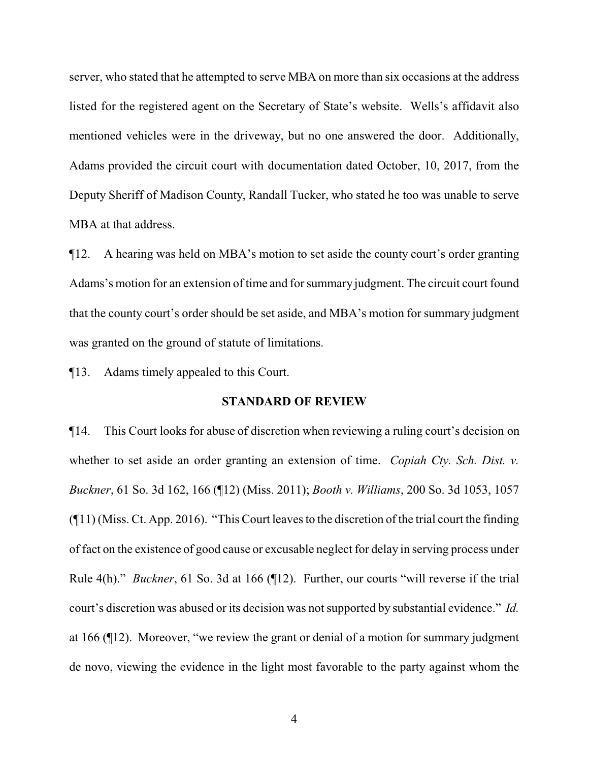server, who stated that he attempted to serve MBA on more than six occasions at the address listed for the registered agent on the Secretary of State's website. Wells's affidavit also mentioned vehicles were in the driveway, but no one answered the door. Additionally, Adams provided the circuit court with documentation dated October, 10, 2017, from the Deputy Sheriff of Madison County, Randall Tucker, who stated he too was unable to serve MBA at that address.

¶12. A hearing was held on MBA's motion to set aside the county court's order granting Adams's motion for an extension of time and for summary judgment. The circuit court found that the county court's order should be set aside, and MBA's motion for summary judgment was granted on the ground of statute of limitations.

¶13. Adams timely appealed to this Court.

**STANDARD OF REVIEW**

¶14. This Court looks for abuse of discretion when reviewing a ruling court's decision on whether to set aside an order granting an extension of time. *Copiah Cty. Sch. Dist. v. Buckner*, 61 So. 3d 162, 166 (¶12) (Miss. 2011); *Booth v. Williams*, 200 So. 3d 1053, 1057 (¶11) (Miss. Ct. App. 2016). "This Court leaves to the discretion of the trial court the finding of fact on the existence of good cause or excusable neglect for delay in serving process under Rule 4(h)." *Buckner*, 61 So. 3d at 166 (¶12). Further, our courts "will reverse if the trial court's discretion was abused or its decision was not supported by substantial evidence." *Id.* at 166 (¶12). Moreover, "we review the grant or denial of a motion for summary judgment de novo, viewing the evidence in the light most favorable to the party against whom the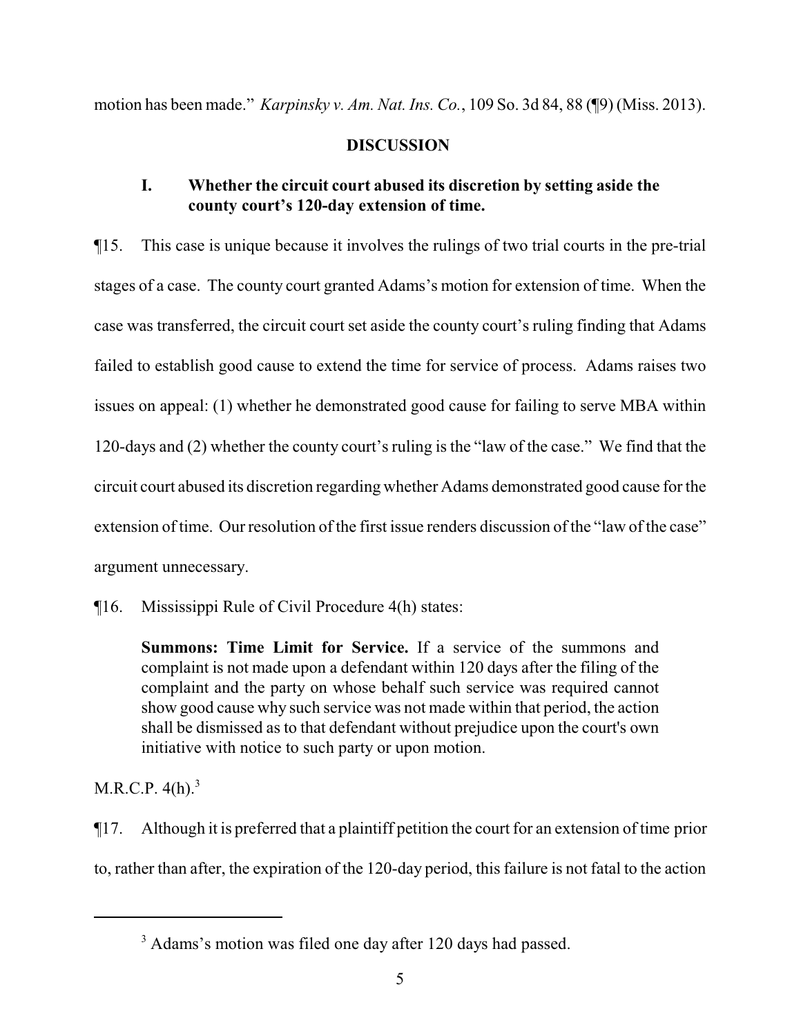motion has been made." *Karpinsky v. Am. Nat. Ins. Co.*, 109 So. 3d 84, 88 (¶9) (Miss. 2013).

## DISCUSSION

### I. Whether the circuit court abused its discretion by setting aside the county court's 120-day extension of time.

¶15. This case is unique because it involves the rulings of two trial courts in the pre-trial stages of a case. The county court granted Adams's motion for extension of time. When the case was transferred, the circuit court set aside the county court's ruling finding that Adams failed to establish good cause to extend the time for service of process. Adams raises two issues on appeal: (1) whether he demonstrated good cause for failing to serve MBA within 120-days and (2) whether the county court's ruling is the "law of the case." We find that the circuit court abused its discretion regarding whether Adams demonstrated good cause for the extension of time. Our resolution of the first issue renders discussion of the "law of the case" argument unnecessary.

¶16. Mississippi Rule of Civil Procedure 4(h) states:

> **Summons: Time Limit for Service.** If a service of the summons and complaint is not made upon a defendant within 120 days after the filing of the complaint and the party on whose behalf such service was required cannot show good cause why such service was not made within that period, the action shall be dismissed as to that defendant without prejudice upon the court's own initiative with notice to such party or upon motion.

M.R.C.P. 4(h).[3]

¶17. Although it is preferred that a plaintiff petition the court for an extension of time prior to, rather than after, the expiration of the 120-day period, this failure is not fatal to the action

---

[3] Adams's motion was filed one day after 120 days had passed.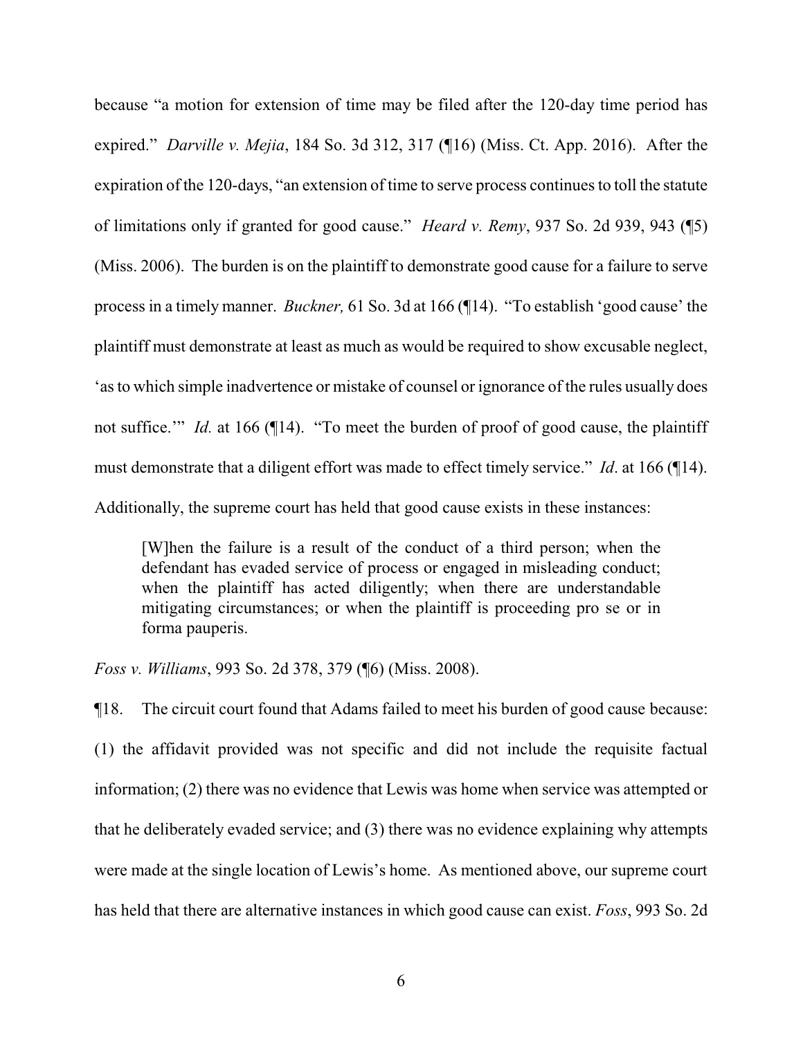because "a motion for extension of time may be filed after the 120-day time period has expired." *Darville v. Mejia*, 184 So. 3d 312, 317 (¶16) (Miss. Ct. App. 2016). After the expiration of the 120-days, "an extension of time to serve process continues to toll the statute of limitations only if granted for good cause." *Heard v. Remy*, 937 So. 2d 939, 943 (¶5) (Miss. 2006). The burden is on the plaintiff to demonstrate good cause for a failure to serve process in a timely manner. *Buckner,* 61 So. 3d at 166 (¶14). "To establish 'good cause' the plaintiff must demonstrate at least as much as would be required to show excusable neglect, 'as to which simple inadvertence or mistake of counsel or ignorance of the rules usually does not suffice.'" *Id.* at 166 (¶14). "To meet the burden of proof of good cause, the plaintiff must demonstrate that a diligent effort was made to effect timely service." *Id*. at 166 (¶14). Additionally, the supreme court has held that good cause exists in these instances:

> [W]hen the failure is a result of the conduct of a third person; when the defendant has evaded service of process or engaged in misleading conduct; when the plaintiff has acted diligently; when there are understandable mitigating circumstances; or when the plaintiff is proceeding pro se or in forma pauperis.

*Foss v. Williams*, 993 So. 2d 378, 379 (¶6) (Miss. 2008).

¶18. The circuit court found that Adams failed to meet his burden of good cause because: (1) the affidavit provided was not specific and did not include the requisite factual information; (2) there was no evidence that Lewis was home when service was attempted or that he deliberately evaded service; and (3) there was no evidence explaining why attempts were made at the single location of Lewis's home. As mentioned above, our supreme court has held that there are alternative instances in which good cause can exist. *Foss*, 993 So. 2d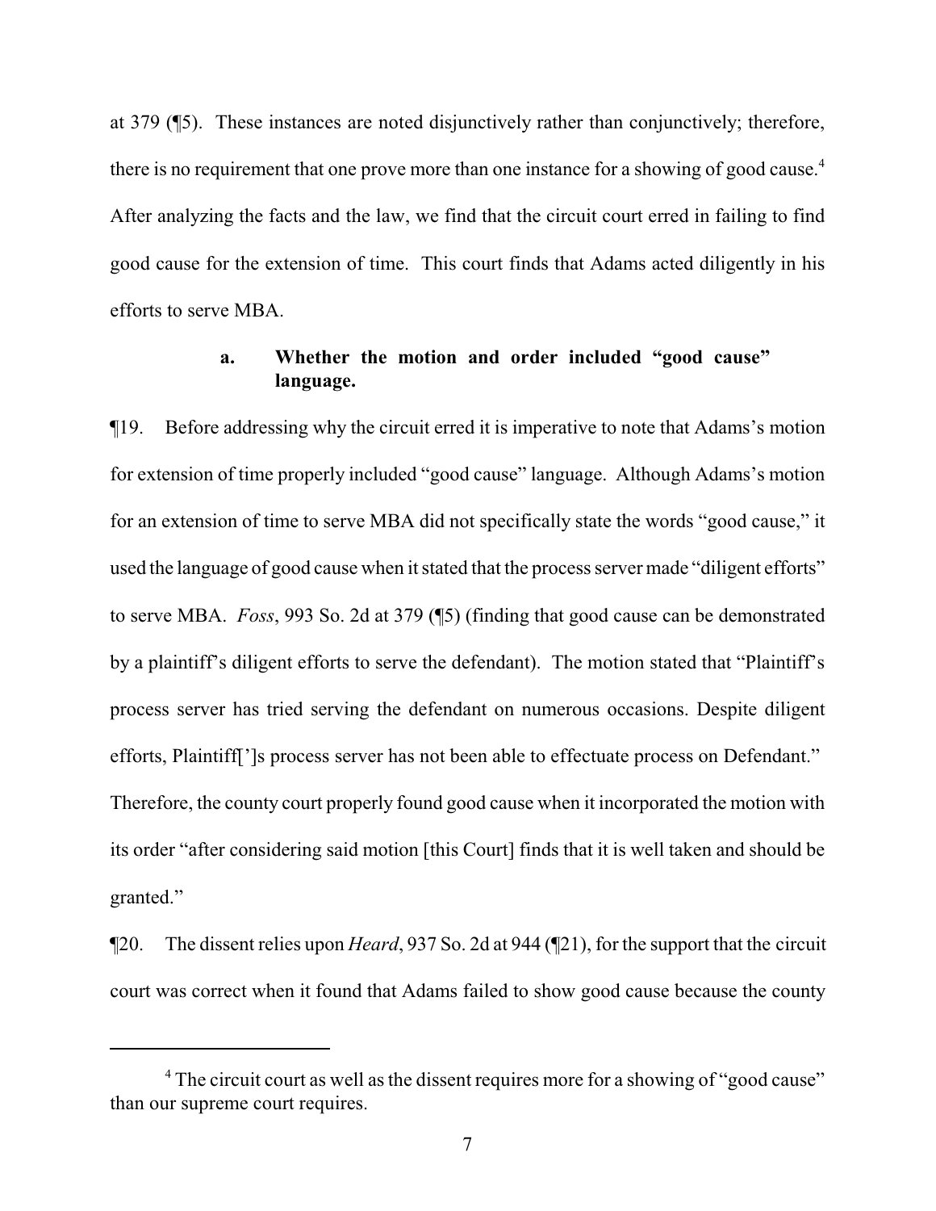at 379 (¶5). These instances are noted disjunctively rather than conjunctively; therefore, there is no requirement that one prove more than one instance for a showing of good cause.[4] After analyzing the facts and the law, we find that the circuit court erred in failing to find good cause for the extension of time. This court finds that Adams acted diligently in his efforts to serve MBA.

**a. Whether the motion and order included "good cause" language.**

¶19. Before addressing why the circuit erred it is imperative to note that Adams's motion for extension of time properly included "good cause" language. Although Adams's motion for an extension of time to serve MBA did not specifically state the words "good cause," it used the language of good cause when it stated that the process server made "diligent efforts" to serve MBA. *Foss*, 993 So. 2d at 379 (¶5) (finding that good cause can be demonstrated by a plaintiff's diligent efforts to serve the defendant). The motion stated that "Plaintiff's process server has tried serving the defendant on numerous occasions. Despite diligent efforts, Plaintiff[']s process server has not been able to effectuate process on Defendant." Therefore, the county court properly found good cause when it incorporated the motion with its order "after considering said motion [this Court] finds that it is well taken and should be granted."

¶20. The dissent relies upon *Heard*, 937 So. 2d at 944 (¶21), for the support that the circuit court was correct when it found that Adams failed to show good cause because the county

---

[4] The circuit court as well as the dissent requires more for a showing of "good cause" than our supreme court requires.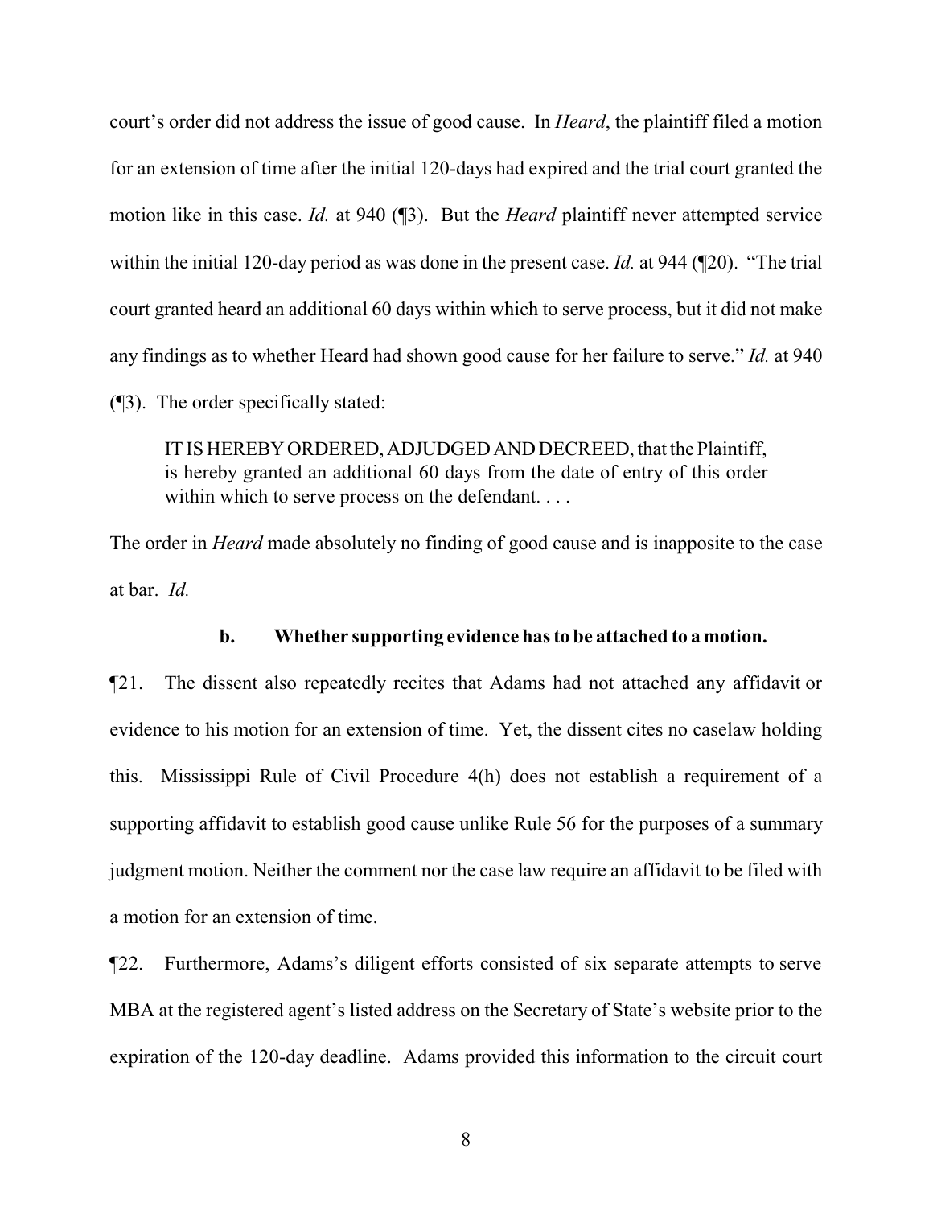court's order did not address the issue of good cause. In *Heard*, the plaintiff filed a motion for an extension of time after the initial 120-days had expired and the trial court granted the motion like in this case. *Id.* at 940 (¶3). But the *Heard* plaintiff never attempted service within the initial 120-day period as was done in the present case. *Id.* at 944 (¶20). "The trial court granted heard an additional 60 days within which to serve process, but it did not make any findings as to whether Heard had shown good cause for her failure to serve." *Id.* at 940 (¶3). The order specifically stated:

> IT IS HEREBY ORDERED, ADJUDGED AND DECREED, that the Plaintiff, is hereby granted an additional 60 days from the date of entry of this order within which to serve process on the defendant. . . .

The order in *Heard* made absolutely no finding of good cause and is inapposite to the case at bar. *Id.*

#### b. Whether supporting evidence has to be attached to a motion.

¶21. The dissent also repeatedly recites that Adams had not attached any affidavit or evidence to his motion for an extension of time. Yet, the dissent cites no caselaw holding this. Mississippi Rule of Civil Procedure 4(h) does not establish a requirement of a supporting affidavit to establish good cause unlike Rule 56 for the purposes of a summary judgment motion. Neither the comment nor the case law require an affidavit to be filed with a motion for an extension of time.

¶22. Furthermore, Adams's diligent efforts consisted of six separate attempts to serve MBA at the registered agent's listed address on the Secretary of State's website prior to the expiration of the 120-day deadline. Adams provided this information to the circuit court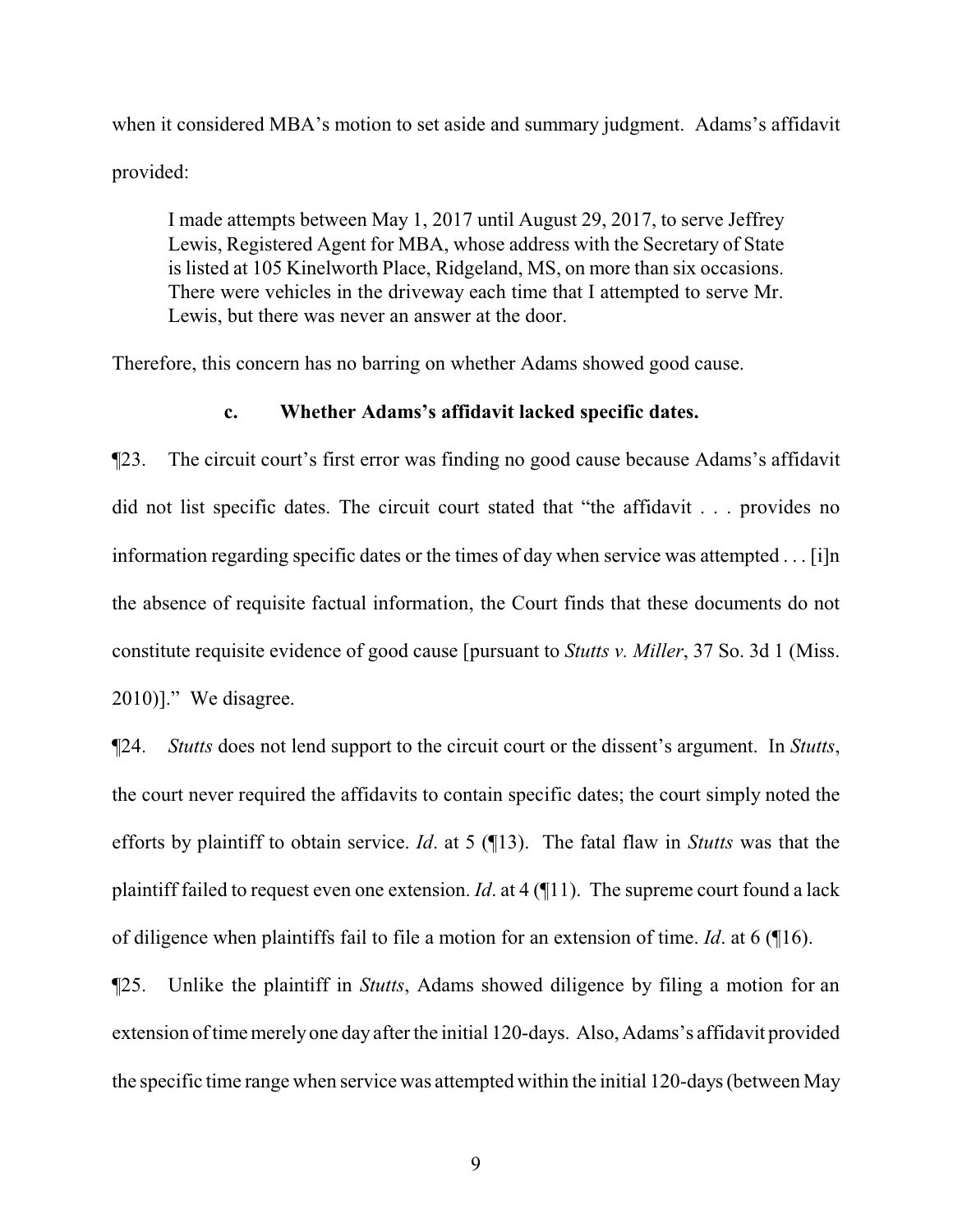when it considered MBA's motion to set aside and summary judgment. Adams's affidavit provided:

> I made attempts between May 1, 2017 until August 29, 2017, to serve Jeffrey Lewis, Registered Agent for MBA, whose address with the Secretary of State is listed at 105 Kinelworth Place, Ridgeland, MS, on more than six occasions. There were vehicles in the driveway each time that I attempted to serve Mr. Lewis, but there was never an answer at the door.

Therefore, this concern has no barring on whether Adams showed good cause.

**c. Whether Adams's affidavit lacked specific dates.**

¶23. The circuit court's first error was finding no good cause because Adams's affidavit did not list specific dates. The circuit court stated that "the affidavit . . . provides no information regarding specific dates or the times of day when service was attempted . . . [i]n the absence of requisite factual information, the Court finds that these documents do not constitute requisite evidence of good cause [pursuant to *Stutts v. Miller*, 37 So. 3d 1 (Miss. 2010)]." We disagree.

¶24. *Stutts* does not lend support to the circuit court or the dissent's argument. In *Stutts*, the court never required the affidavits to contain specific dates; the court simply noted the efforts by plaintiff to obtain service. *Id*. at 5 (¶13). The fatal flaw in *Stutts* was that the plaintiff failed to request even one extension. *Id*. at 4 (¶11). The supreme court found a lack of diligence when plaintiffs fail to file a motion for an extension of time. *Id*. at 6 (¶16).

¶25. Unlike the plaintiff in *Stutts*, Adams showed diligence by filing a motion for an extension of time merely one day after the initial 120-days. Also, Adams's affidavit provided the specific time range when service was attempted within the initial 120-days (between May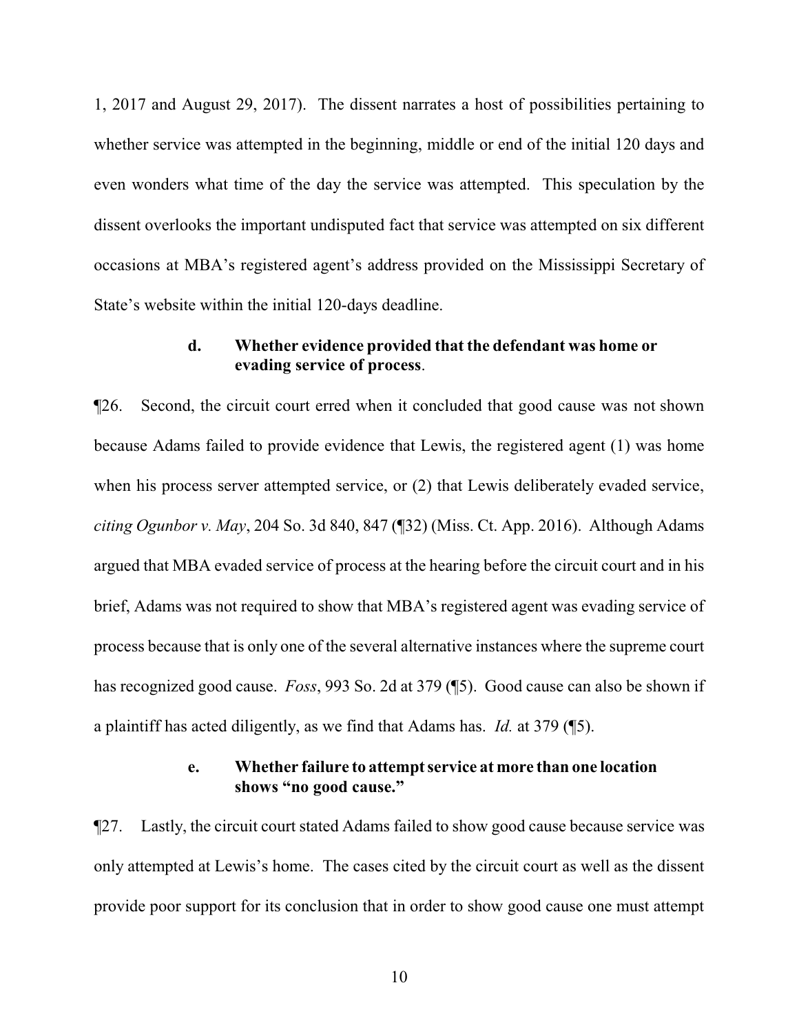1, 2017 and August 29, 2017). The dissent narrates a host of possibilities pertaining to whether service was attempted in the beginning, middle or end of the initial 120 days and even wonders what time of the day the service was attempted. This speculation by the dissent overlooks the important undisputed fact that service was attempted on six different occasions at MBA's registered agent's address provided on the Mississippi Secretary of State's website within the initial 120-days deadline.

### d. Whether evidence provided that the defendant was home or evading service of process.

¶26. Second, the circuit court erred when it concluded that good cause was not shown because Adams failed to provide evidence that Lewis, the registered agent (1) was home when his process server attempted service, or (2) that Lewis deliberately evaded service, *citing Ogunbor v. May*, 204 So. 3d 840, 847 (¶32) (Miss. Ct. App. 2016). Although Adams argued that MBA evaded service of process at the hearing before the circuit court and in his brief, Adams was not required to show that MBA's registered agent was evading service of process because that is only one of the several alternative instances where the supreme court has recognized good cause. *Foss*, 993 So. 2d at 379 (¶5). Good cause can also be shown if a plaintiff has acted diligently, as we find that Adams has. *Id.* at 379 (¶5).

### e. Whether failure to attempt service at more than one location shows "no good cause."

¶27. Lastly, the circuit court stated Adams failed to show good cause because service was only attempted at Lewis's home. The cases cited by the circuit court as well as the dissent provide poor support for its conclusion that in order to show good cause one must attempt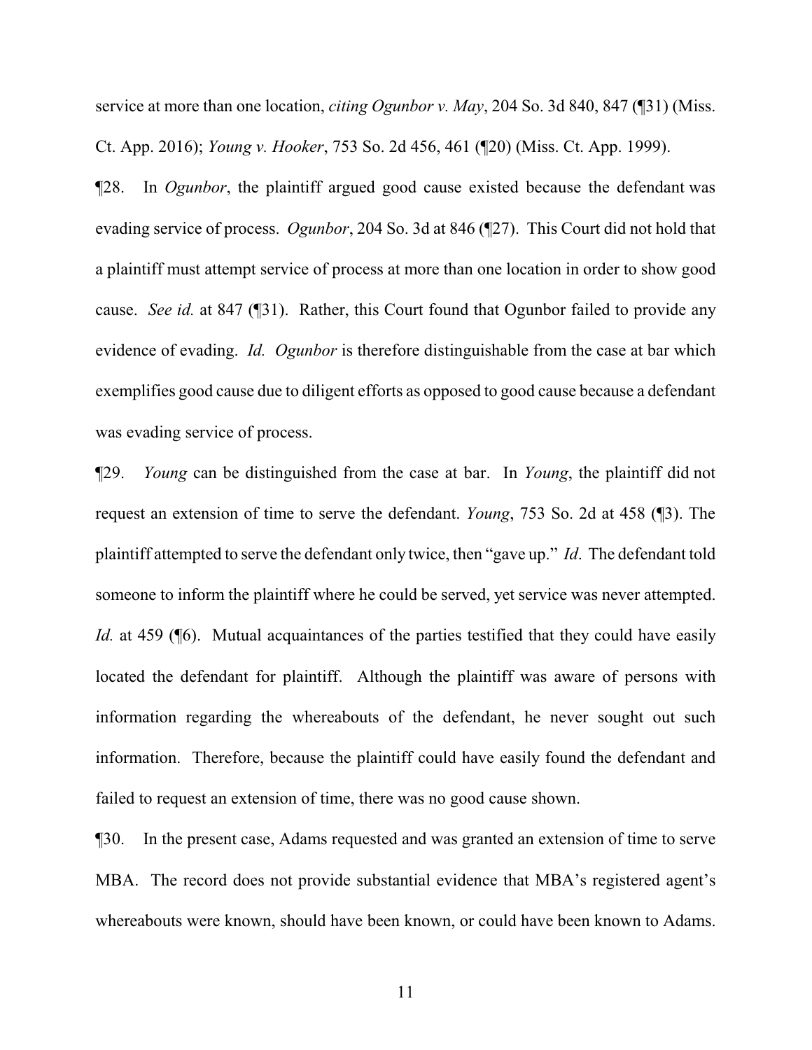service at more than one location, *citing Ogunbor v. May*, 204 So. 3d 840, 847 (¶31) (Miss. Ct. App. 2016); *Young v. Hooker*, 753 So. 2d 456, 461 (¶20) (Miss. Ct. App. 1999).

¶28. In *Ogunbor*, the plaintiff argued good cause existed because the defendant was evading service of process. *Ogunbor*, 204 So. 3d at 846 (¶27). This Court did not hold that a plaintiff must attempt service of process at more than one location in order to show good cause. *See id.* at 847 (¶31). Rather, this Court found that Ogunbor failed to provide any evidence of evading. *Id. Ogunbor* is therefore distinguishable from the case at bar which exemplifies good cause due to diligent efforts as opposed to good cause because a defendant was evading service of process.

¶29. *Young* can be distinguished from the case at bar. In *Young*, the plaintiff did not request an extension of time to serve the defendant. *Young*, 753 So. 2d at 458 (¶3). The plaintiff attempted to serve the defendant only twice, then "gave up." *Id*. The defendant told someone to inform the plaintiff where he could be served, yet service was never attempted. *Id.* at 459 (¶6). Mutual acquaintances of the parties testified that they could have easily located the defendant for plaintiff. Although the plaintiff was aware of persons with information regarding the whereabouts of the defendant, he never sought out such information. Therefore, because the plaintiff could have easily found the defendant and failed to request an extension of time, there was no good cause shown.

¶30. In the present case, Adams requested and was granted an extension of time to serve MBA. The record does not provide substantial evidence that MBA's registered agent's whereabouts were known, should have been known, or could have been known to Adams.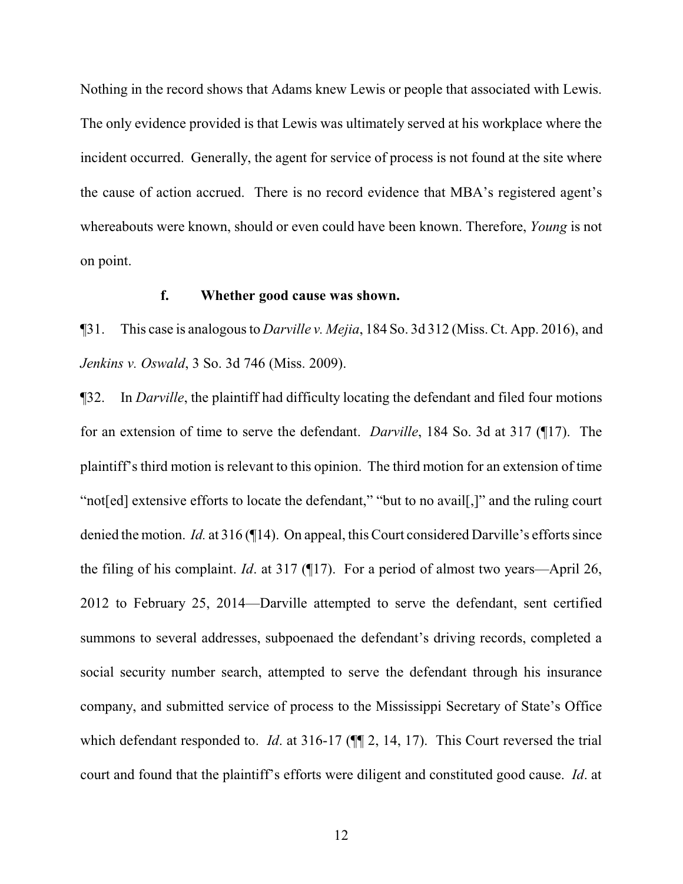Nothing in the record shows that Adams knew Lewis or people that associated with Lewis. The only evidence provided is that Lewis was ultimately served at his workplace where the incident occurred. Generally, the agent for service of process is not found at the site where the cause of action accrued. There is no record evidence that MBA's registered agent's whereabouts were known, should or even could have been known. Therefore, *Young* is not on point.

**f. Whether good cause was shown.**

¶31. This case is analogous to *Darville v. Mejia*, 184 So. 3d 312 (Miss. Ct. App. 2016), and *Jenkins v. Oswald*, 3 So. 3d 746 (Miss. 2009).

¶32. In *Darville*, the plaintiff had difficulty locating the defendant and filed four motions for an extension of time to serve the defendant. *Darville*, 184 So. 3d at 317 (¶17). The plaintiff's third motion is relevant to this opinion. The third motion for an extension of time "not[ed] extensive efforts to locate the defendant," "but to no avail[,]" and the ruling court denied the motion. *Id.* at 316 (¶14). On appeal, this Court considered Darville's efforts since the filing of his complaint. *Id*. at 317 (¶17). For a period of almost two years—April 26, 2012 to February 25, 2014—Darville attempted to serve the defendant, sent certified summons to several addresses, subpoenaed the defendant's driving records, completed a social security number search, attempted to serve the defendant through his insurance company, and submitted service of process to the Mississippi Secretary of State's Office which defendant responded to. *Id*. at 316-17 (¶¶ 2, 14, 17). This Court reversed the trial court and found that the plaintiff's efforts were diligent and constituted good cause. *Id*. at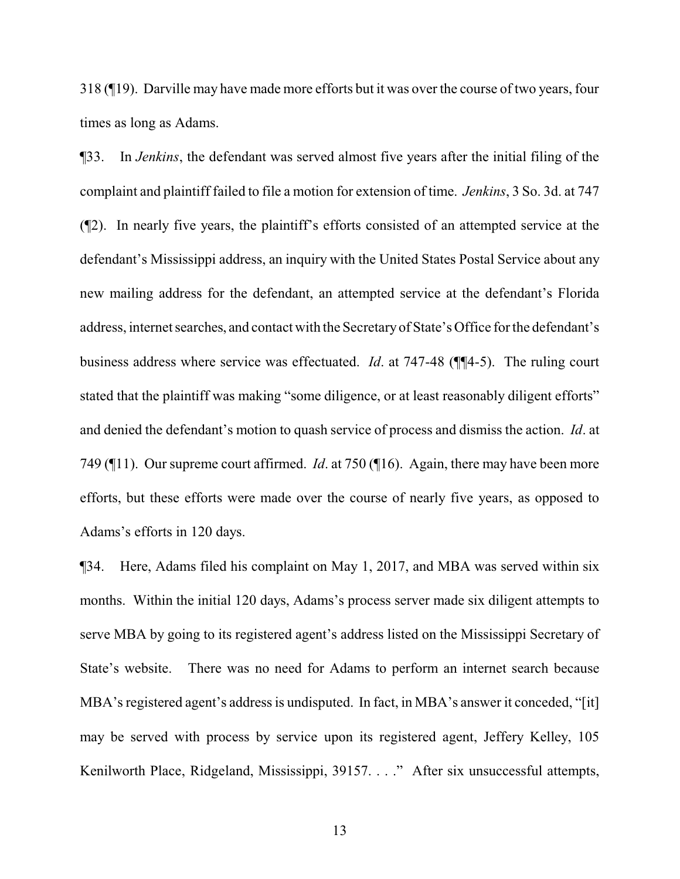318 (¶19). Darville may have made more efforts but it was over the course of two years, four times as long as Adams.

¶33. In *Jenkins*, the defendant was served almost five years after the initial filing of the complaint and plaintiff failed to file a motion for extension of time. *Jenkins*, 3 So. 3d. at 747 (¶2). In nearly five years, the plaintiff's efforts consisted of an attempted service at the defendant's Mississippi address, an inquiry with the United States Postal Service about any new mailing address for the defendant, an attempted service at the defendant's Florida address, internet searches, and contact with the Secretary of State's Office for the defendant's business address where service was effectuated. *Id*. at 747-48 (¶¶4-5). The ruling court stated that the plaintiff was making "some diligence, or at least reasonably diligent efforts" and denied the defendant's motion to quash service of process and dismiss the action. *Id*. at 749 (¶11). Our supreme court affirmed. *Id*. at 750 (¶16). Again, there may have been more efforts, but these efforts were made over the course of nearly five years, as opposed to Adams's efforts in 120 days.

¶34. Here, Adams filed his complaint on May 1, 2017, and MBA was served within six months. Within the initial 120 days, Adams's process server made six diligent attempts to serve MBA by going to its registered agent's address listed on the Mississippi Secretary of State's website. There was no need for Adams to perform an internet search because MBA's registered agent's address is undisputed. In fact, in MBA's answer it conceded, "[it] may be served with process by service upon its registered agent, Jeffery Kelley, 105 Kenilworth Place, Ridgeland, Mississippi, 39157. . . ." After six unsuccessful attempts,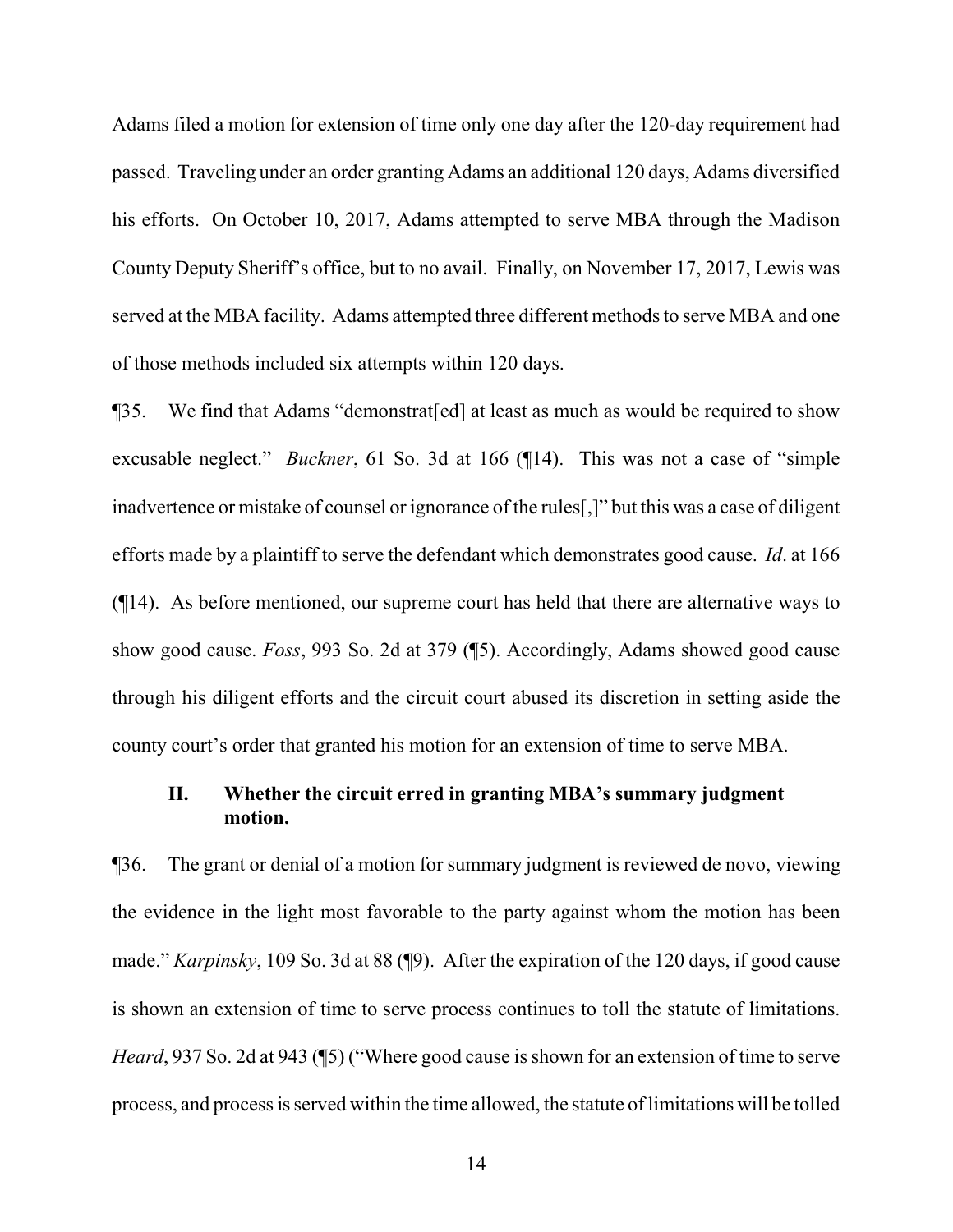Adams filed a motion for extension of time only one day after the 120-day requirement had passed. Traveling under an order granting Adams an additional 120 days, Adams diversified his efforts. On October 10, 2017, Adams attempted to serve MBA through the Madison County Deputy Sheriff's office, but to no avail. Finally, on November 17, 2017, Lewis was served at the MBA facility. Adams attempted three different methods to serve MBA and one of those methods included six attempts within 120 days.

¶35. We find that Adams "demonstrat[ed] at least as much as would be required to show excusable neglect." *Buckner*, 61 So. 3d at 166 (¶14). This was not a case of "simple inadvertence or mistake of counsel or ignorance of the rules[,]" but this was a case of diligent efforts made by a plaintiff to serve the defendant which demonstrates good cause. *Id*. at 166 (¶14). As before mentioned, our supreme court has held that there are alternative ways to show good cause. *Foss*, 993 So. 2d at 379 (¶5). Accordingly, Adams showed good cause through his diligent efforts and the circuit court abused its discretion in setting aside the county court's order that granted his motion for an extension of time to serve MBA.

### II. Whether the circuit erred in granting MBA's summary judgment motion.

¶36. The grant or denial of a motion for summary judgment is reviewed de novo, viewing the evidence in the light most favorable to the party against whom the motion has been made." *Karpinsky*, 109 So. 3d at 88 (¶9). After the expiration of the 120 days, if good cause is shown an extension of time to serve process continues to toll the statute of limitations. *Heard*, 937 So. 2d at 943 (¶5) ("Where good cause is shown for an extension of time to serve process, and process is served within the time allowed, the statute of limitations will be tolled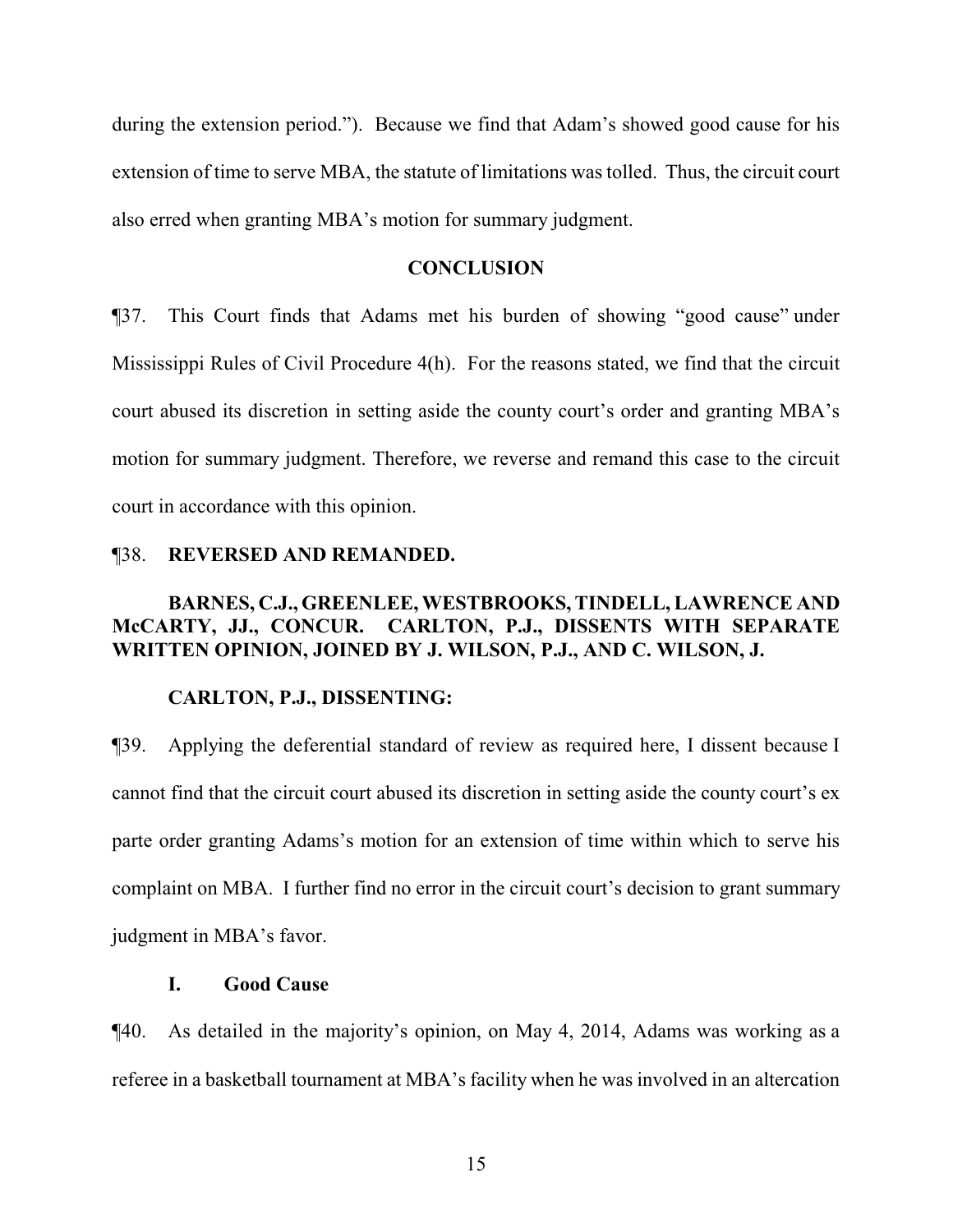during the extension period."). Because we find that Adam's showed good cause for his extension of time to serve MBA, the statute of limitations was tolled. Thus, the circuit court also erred when granting MBA's motion for summary judgment.

**CONCLUSION**

¶37. This Court finds that Adams met his burden of showing "good cause" under Mississippi Rules of Civil Procedure 4(h). For the reasons stated, we find that the circuit court abused its discretion in setting aside the county court's order and granting MBA's motion for summary judgment. Therefore, we reverse and remand this case to the circuit court in accordance with this opinion.

¶38. **REVERSED AND REMANDED.**

**BARNES, C.J., GREENLEE, WESTBROOKS, TINDELL, LAWRENCE AND McCARTY, JJ., CONCUR. CARLTON, P.J., DISSENTS WITH SEPARATE WRITTEN OPINION, JOINED BY J. WILSON, P.J., AND C. WILSON, J.**

**CARLTON, P.J., DISSENTING:**

¶39. Applying the deferential standard of review as required here, I dissent because I cannot find that the circuit court abused its discretion in setting aside the county court's ex parte order granting Adams's motion for an extension of time within which to serve his complaint on MBA. I further find no error in the circuit court's decision to grant summary judgment in MBA's favor.

**I. Good Cause**

¶40. As detailed in the majority's opinion, on May 4, 2014, Adams was working as a referee in a basketball tournament at MBA's facility when he was involved in an altercation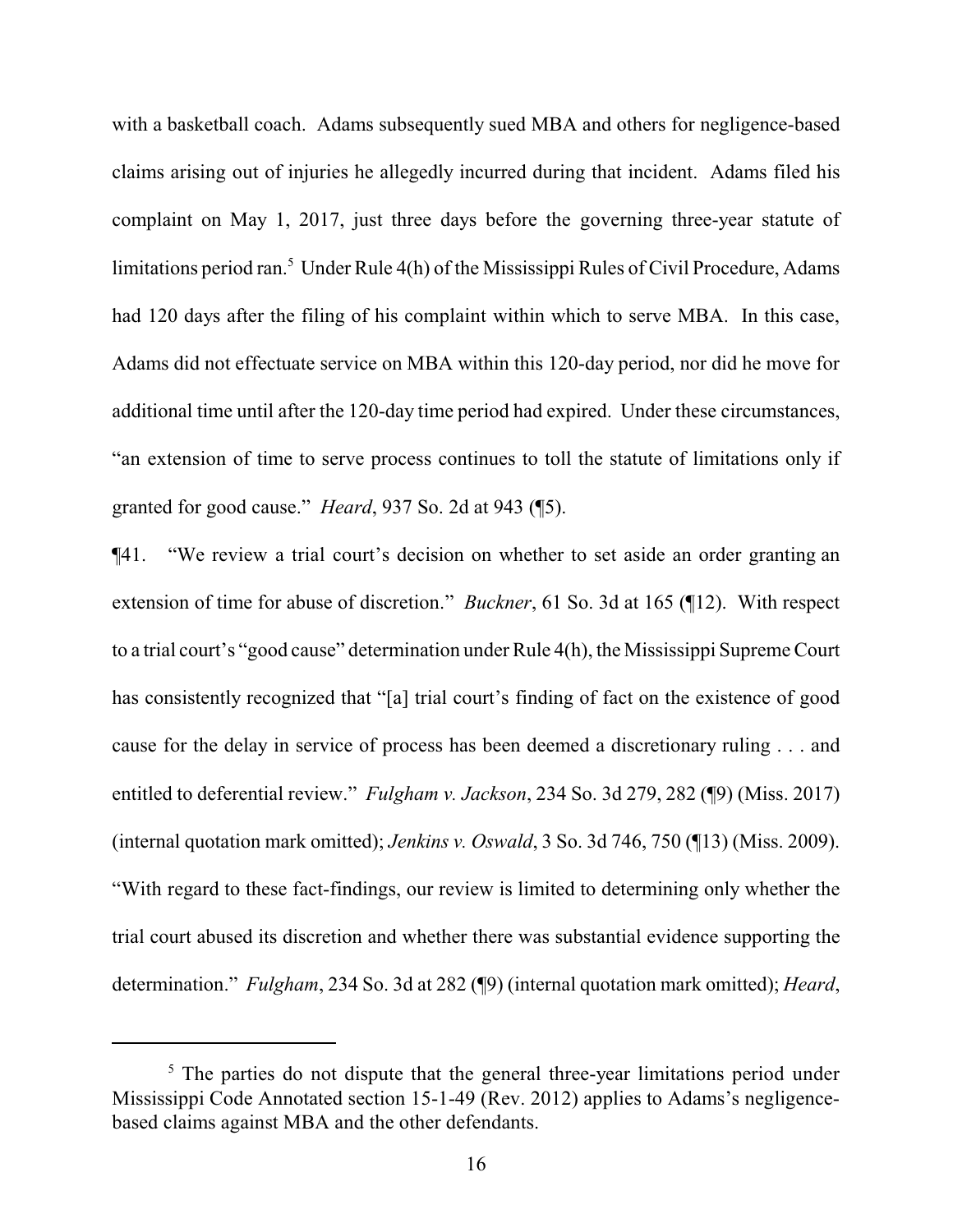with a basketball coach. Adams subsequently sued MBA and others for negligence-based claims arising out of injuries he allegedly incurred during that incident. Adams filed his complaint on May 1, 2017, just three days before the governing three-year statute of limitations period ran.[5] Under Rule 4(h) of the Mississippi Rules of Civil Procedure, Adams had 120 days after the filing of his complaint within which to serve MBA. In this case, Adams did not effectuate service on MBA within this 120-day period, nor did he move for additional time until after the 120-day time period had expired. Under these circumstances, "an extension of time to serve process continues to toll the statute of limitations only if granted for good cause." *Heard*, 937 So. 2d at 943 (¶5).

¶41. "We review a trial court's decision on whether to set aside an order granting an extension of time for abuse of discretion." *Buckner*, 61 So. 3d at 165 (¶12). With respect to a trial court's "good cause" determination under Rule 4(h), the Mississippi Supreme Court has consistently recognized that "[a] trial court's finding of fact on the existence of good cause for the delay in service of process has been deemed a discretionary ruling . . . and entitled to deferential review." *Fulgham v. Jackson*, 234 So. 3d 279, 282 (¶9) (Miss. 2017) (internal quotation mark omitted); *Jenkins v. Oswald*, 3 So. 3d 746, 750 (¶13) (Miss. 2009). "With regard to these fact-findings, our review is limited to determining only whether the trial court abused its discretion and whether there was substantial evidence supporting the determination." *Fulgham*, 234 So. 3d at 282 (¶9) (internal quotation mark omitted); *Heard*,

---

[5] The parties do not dispute that the general three-year limitations period under Mississippi Code Annotated section 15-1-49 (Rev. 2012) applies to Adams's negligence-based claims against MBA and the other defendants.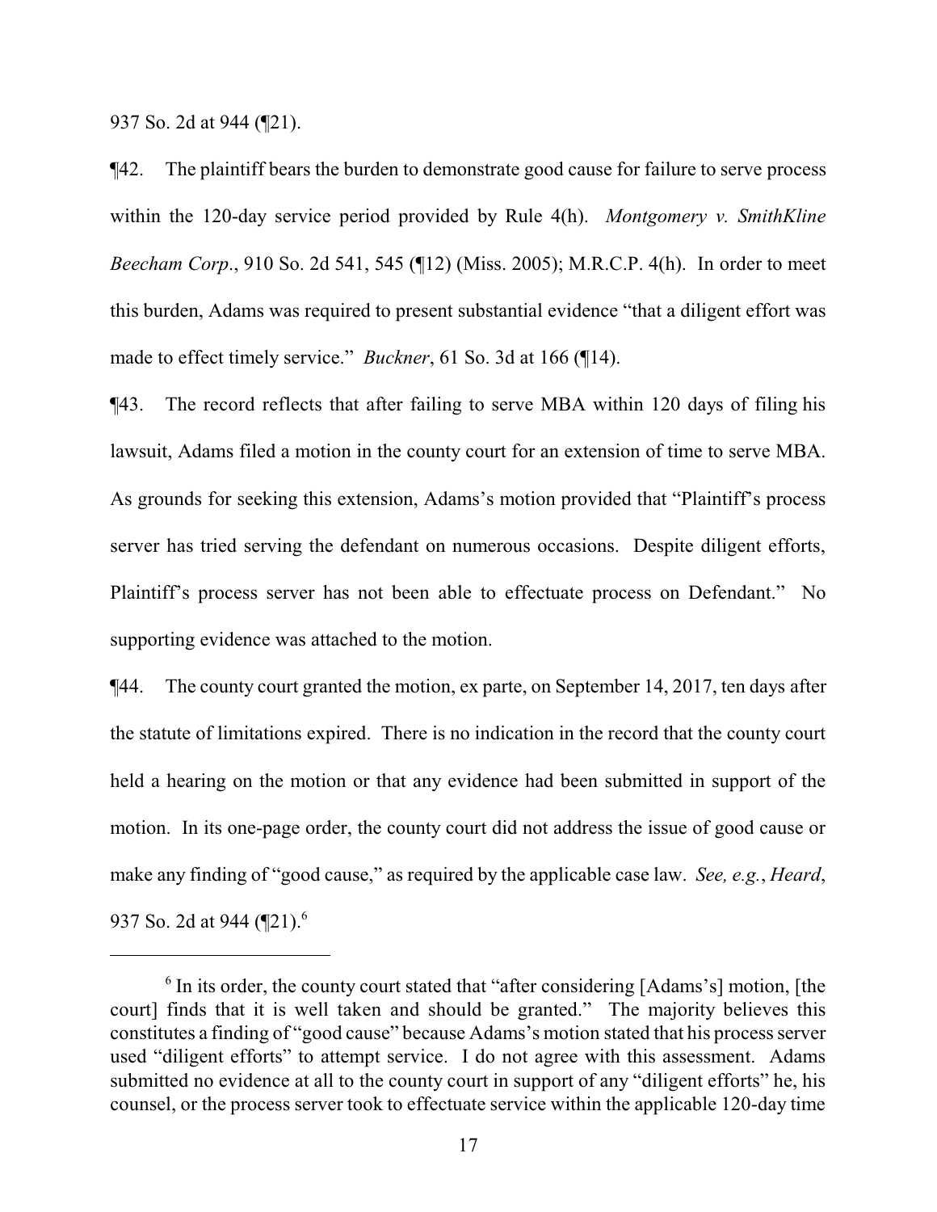937 So. 2d at 944 (¶21).

¶42. The plaintiff bears the burden to demonstrate good cause for failure to serve process within the 120-day service period provided by Rule 4(h). *Montgomery v. SmithKline Beecham Corp.*, 910 So. 2d 541, 545 (¶12) (Miss. 2005); M.R.C.P. 4(h). In order to meet this burden, Adams was required to present substantial evidence "that a diligent effort was made to effect timely service." *Buckner*, 61 So. 3d at 166 (¶14).

¶43. The record reflects that after failing to serve MBA within 120 days of filing his lawsuit, Adams filed a motion in the county court for an extension of time to serve MBA. As grounds for seeking this extension, Adams's motion provided that "Plaintiff's process server has tried serving the defendant on numerous occasions. Despite diligent efforts, Plaintiff's process server has not been able to effectuate process on Defendant." No supporting evidence was attached to the motion.

¶44. The county court granted the motion, ex parte, on September 14, 2017, ten days after the statute of limitations expired. There is no indication in the record that the county court held a hearing on the motion or that any evidence had been submitted in support of the motion. In its one-page order, the county court did not address the issue of good cause or make any finding of "good cause," as required by the applicable case law. *See, e.g.*, *Heard*, 937 So. 2d at 944 (¶21).[6]

[6] In its order, the county court stated that "after considering [Adams's] motion, [the court] finds that it is well taken and should be granted." The majority believes this constitutes a finding of "good cause" because Adams's motion stated that his process server used "diligent efforts" to attempt service. I do not agree with this assessment. Adams submitted no evidence at all to the county court in support of any "diligent efforts" he, his counsel, or the process server took to effectuate service within the applicable 120-day time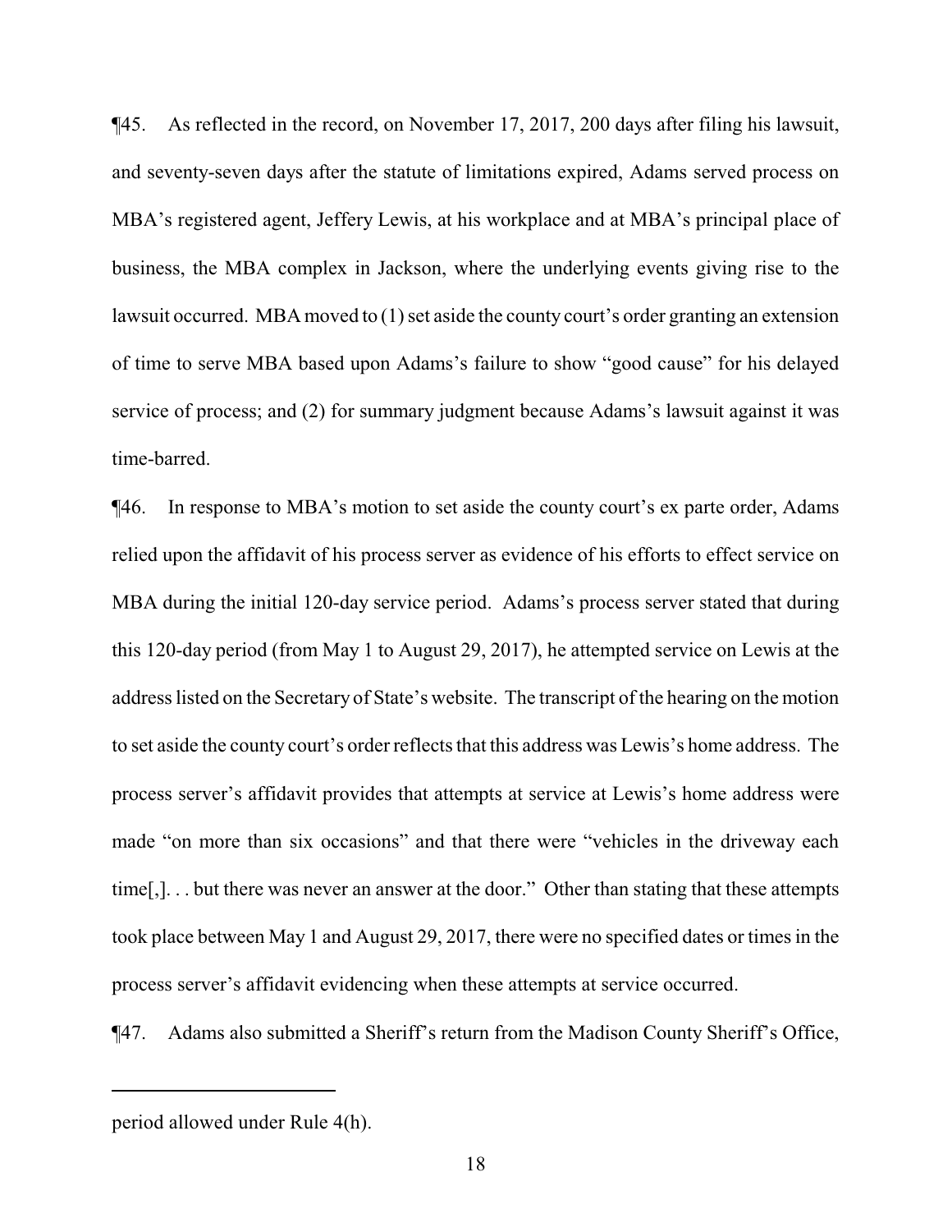¶45. As reflected in the record, on November 17, 2017, 200 days after filing his lawsuit, and seventy-seven days after the statute of limitations expired, Adams served process on MBA's registered agent, Jeffery Lewis, at his workplace and at MBA's principal place of business, the MBA complex in Jackson, where the underlying events giving rise to the lawsuit occurred. MBA moved to (1) set aside the county court's order granting an extension of time to serve MBA based upon Adams's failure to show "good cause" for his delayed service of process; and (2) for summary judgment because Adams's lawsuit against it was time-barred.

¶46. In response to MBA's motion to set aside the county court's ex parte order, Adams relied upon the affidavit of his process server as evidence of his efforts to effect service on MBA during the initial 120-day service period. Adams's process server stated that during this 120-day period (from May 1 to August 29, 2017), he attempted service on Lewis at the address listed on the Secretary of State's website. The transcript of the hearing on the motion to set aside the county court's order reflects that this address was Lewis's home address. The process server's affidavit provides that attempts at service at Lewis's home address were made "on more than six occasions" and that there were "vehicles in the driveway each time[,]. . . but there was never an answer at the door." Other than stating that these attempts took place between May 1 and August 29, 2017, there were no specified dates or times in the process server's affidavit evidencing when these attempts at service occurred.

¶47. Adams also submitted a Sheriff's return from the Madison County Sheriff's Office,

---

period allowed under Rule 4(h).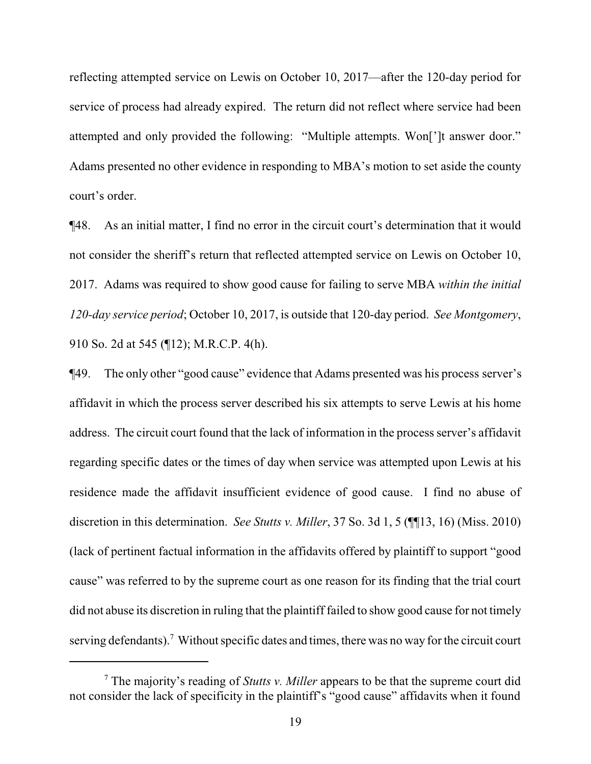reflecting attempted service on Lewis on October 10, 2017—after the 120-day period for service of process had already expired. The return did not reflect where service had been attempted and only provided the following: "Multiple attempts. Won[']t answer door." Adams presented no other evidence in responding to MBA's motion to set aside the county court's order.

¶48. As an initial matter, I find no error in the circuit court's determination that it would not consider the sheriff's return that reflected attempted service on Lewis on October 10, 2017. Adams was required to show good cause for failing to serve MBA *within the initial 120-day service period*; October 10, 2017, is outside that 120-day period. *See Montgomery*, 910 So. 2d at 545 (¶12); M.R.C.P. 4(h).

¶49. The only other "good cause" evidence that Adams presented was his process server's affidavit in which the process server described his six attempts to serve Lewis at his home address. The circuit court found that the lack of information in the process server's affidavit regarding specific dates or the times of day when service was attempted upon Lewis at his residence made the affidavit insufficient evidence of good cause. I find no abuse of discretion in this determination. *See Stutts v. Miller*, 37 So. 3d 1, 5 (¶¶13, 16) (Miss. 2010) (lack of pertinent factual information in the affidavits offered by plaintiff to support "good cause" was referred to by the supreme court as one reason for its finding that the trial court did not abuse its discretion in ruling that the plaintiff failed to show good cause for not timely serving defendants).[7] Without specific dates and times, there was no way for the circuit court

[7] The majority's reading of *Stutts v. Miller* appears to be that the supreme court did not consider the lack of specificity in the plaintiff's "good cause" affidavits when it found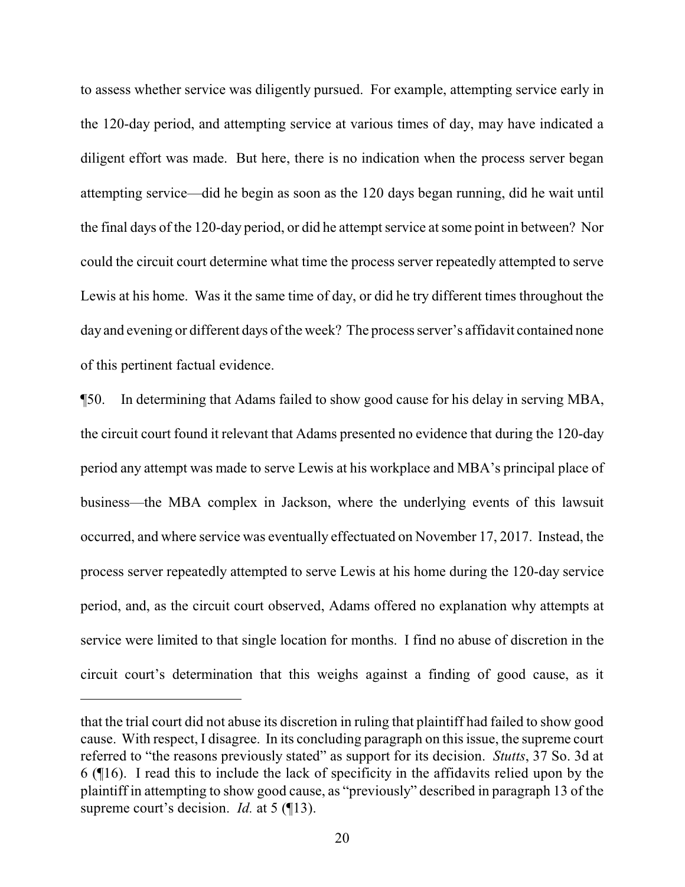to assess whether service was diligently pursued. For example, attempting service early in the 120-day period, and attempting service at various times of day, may have indicated a diligent effort was made. But here, there is no indication when the process server began attempting service—did he begin as soon as the 120 days began running, did he wait until the final days of the 120-day period, or did he attempt service at some point in between? Nor could the circuit court determine what time the process server repeatedly attempted to serve Lewis at his home. Was it the same time of day, or did he try different times throughout the day and evening or different days of the week? The process server's affidavit contained none of this pertinent factual evidence.

¶50. In determining that Adams failed to show good cause for his delay in serving MBA, the circuit court found it relevant that Adams presented no evidence that during the 120-day period any attempt was made to serve Lewis at his workplace and MBA's principal place of business—the MBA complex in Jackson, where the underlying events of this lawsuit occurred, and where service was eventually effectuated on November 17, 2017. Instead, the process server repeatedly attempted to serve Lewis at his home during the 120-day service period, and, as the circuit court observed, Adams offered no explanation why attempts at service were limited to that single location for months. I find no abuse of discretion in the circuit court's determination that this weighs against a finding of good cause, as it

---

that the trial court did not abuse its discretion in ruling that plaintiff had failed to show good cause. With respect, I disagree. In its concluding paragraph on this issue, the supreme court referred to "the reasons previously stated" as support for its decision. *Stutts*, 37 So. 3d at 6 (¶16). I read this to include the lack of specificity in the affidavits relied upon by the plaintiff in attempting to show good cause, as "previously" described in paragraph 13 of the supreme court's decision. *Id.* at 5 (¶13).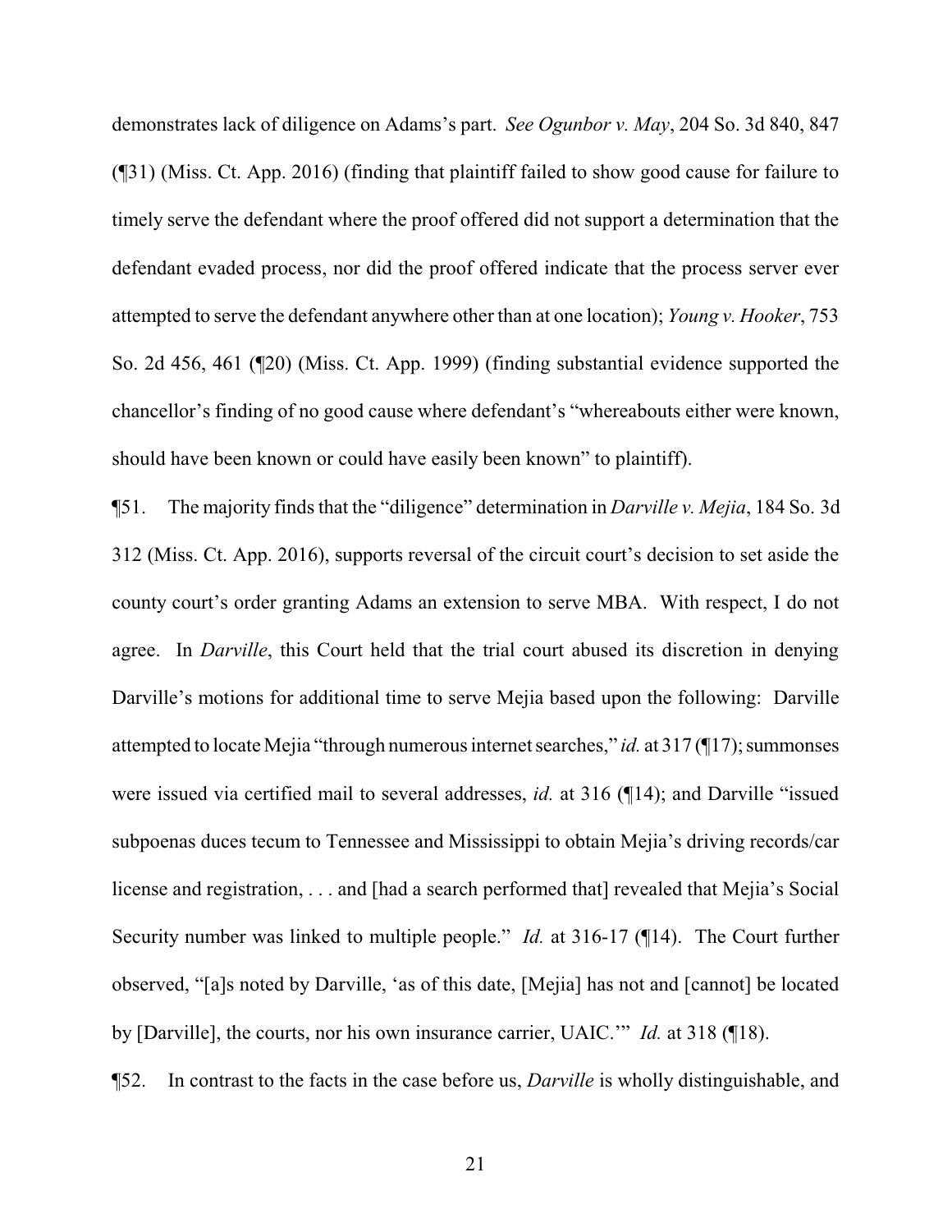demonstrates lack of diligence on Adams's part. *See Ogunbor v. May*, 204 So. 3d 840, 847 (¶31) (Miss. Ct. App. 2016) (finding that plaintiff failed to show good cause for failure to timely serve the defendant where the proof offered did not support a determination that the defendant evaded process, nor did the proof offered indicate that the process server ever attempted to serve the defendant anywhere other than at one location); *Young v. Hooker*, 753 So. 2d 456, 461 (¶20) (Miss. Ct. App. 1999) (finding substantial evidence supported the chancellor's finding of no good cause where defendant's "whereabouts either were known, should have been known or could have easily been known" to plaintiff).

¶51. The majority finds that the "diligence" determination in *Darville v. Mejia*, 184 So. 3d 312 (Miss. Ct. App. 2016), supports reversal of the circuit court's decision to set aside the county court's order granting Adams an extension to serve MBA. With respect, I do not agree. In *Darville*, this Court held that the trial court abused its discretion in denying Darville's motions for additional time to serve Mejia based upon the following: Darville attempted to locate Mejia "through numerous internet searches," *id.* at 317 (¶17); summonses were issued via certified mail to several addresses, *id.* at 316 (¶14); and Darville "issued subpoenas duces tecum to Tennessee and Mississippi to obtain Mejia's driving records/car license and registration, . . . and [had a search performed that] revealed that Mejia's Social Security number was linked to multiple people." *Id.* at 316-17 (¶14). The Court further observed, "[a]s noted by Darville, 'as of this date, [Mejia] has not and [cannot] be located by [Darville], the courts, nor his own insurance carrier, UAIC.'" *Id.* at 318 (¶18).

¶52. In contrast to the facts in the case before us, *Darville* is wholly distinguishable, and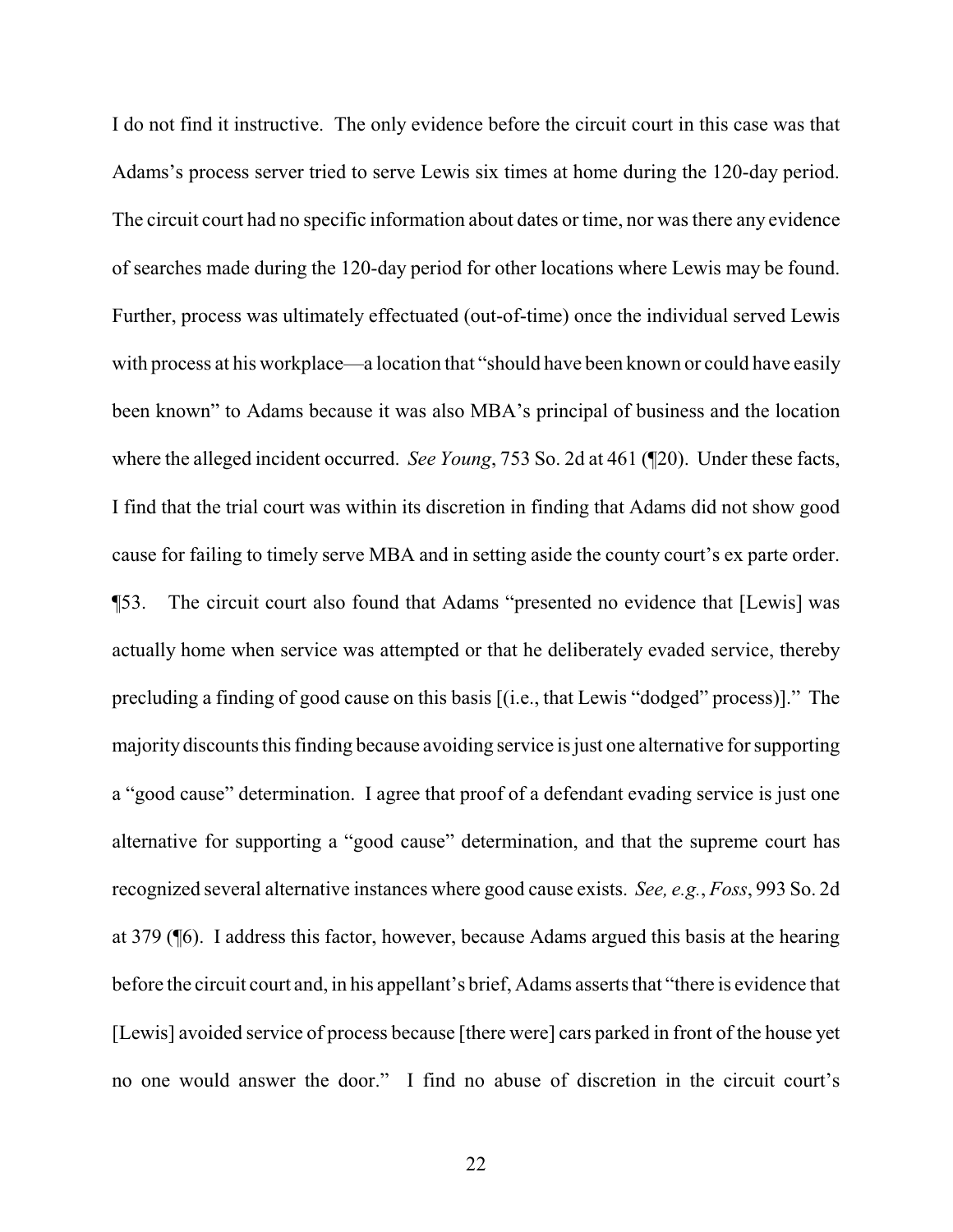I do not find it instructive. The only evidence before the circuit court in this case was that Adams's process server tried to serve Lewis six times at home during the 120-day period. The circuit court had no specific information about dates or time, nor was there any evidence of searches made during the 120-day period for other locations where Lewis may be found. Further, process was ultimately effectuated (out-of-time) once the individual served Lewis with process at his workplace—a location that "should have been known or could have easily been known" to Adams because it was also MBA's principal of business and the location where the alleged incident occurred. *See Young*, 753 So. 2d at 461 (¶20). Under these facts, I find that the trial court was within its discretion in finding that Adams did not show good cause for failing to timely serve MBA and in setting aside the county court's ex parte order.

¶53. The circuit court also found that Adams "presented no evidence that [Lewis] was actually home when service was attempted or that he deliberately evaded service, thereby precluding a finding of good cause on this basis [(i.e., that Lewis "dodged" process)]." The majority discounts this finding because avoiding service is just one alternative for supporting a "good cause" determination. I agree that proof of a defendant evading service is just one alternative for supporting a "good cause" determination, and that the supreme court has recognized several alternative instances where good cause exists. *See, e.g.*, *Foss*, 993 So. 2d at 379 (¶6). I address this factor, however, because Adams argued this basis at the hearing before the circuit court and, in his appellant's brief, Adams asserts that "there is evidence that [Lewis] avoided service of process because [there were] cars parked in front of the house yet no one would answer the door." I find no abuse of discretion in the circuit court's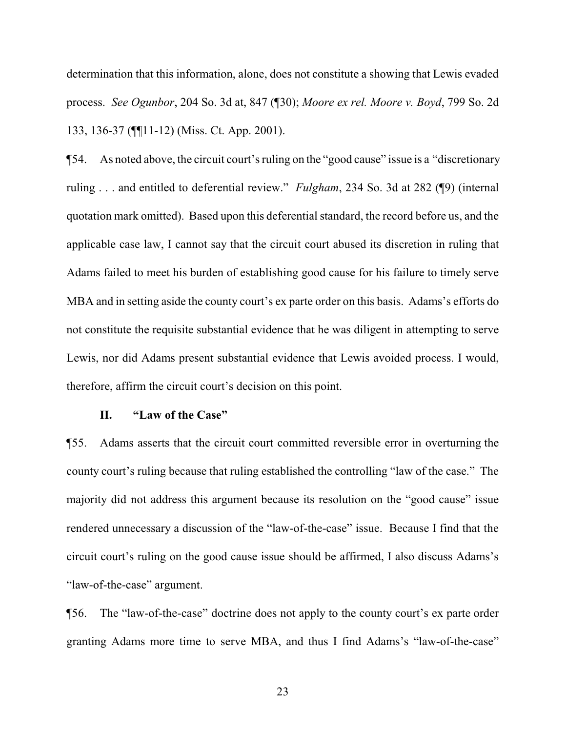determination that this information, alone, does not constitute a showing that Lewis evaded process. *See Ogunbor*, 204 So. 3d at, 847 (¶30); *Moore ex rel. Moore v. Boyd*, 799 So. 2d 133, 136-37 (¶¶11-12) (Miss. Ct. App. 2001).

¶54. As noted above, the circuit court's ruling on the "good cause" issue is a "discretionary ruling . . . and entitled to deferential review." *Fulgham*, 234 So. 3d at 282 (¶9) (internal quotation mark omitted). Based upon this deferential standard, the record before us, and the applicable case law, I cannot say that the circuit court abused its discretion in ruling that Adams failed to meet his burden of establishing good cause for his failure to timely serve MBA and in setting aside the county court's ex parte order on this basis. Adams's efforts do not constitute the requisite substantial evidence that he was diligent in attempting to serve Lewis, nor did Adams present substantial evidence that Lewis avoided process. I would, therefore, affirm the circuit court's decision on this point.

## II. "Law of the Case"

¶55. Adams asserts that the circuit court committed reversible error in overturning the county court's ruling because that ruling established the controlling "law of the case." The majority did not address this argument because its resolution on the "good cause" issue rendered unnecessary a discussion of the "law-of-the-case" issue. Because I find that the circuit court's ruling on the good cause issue should be affirmed, I also discuss Adams's "law-of-the-case" argument.

¶56. The "law-of-the-case" doctrine does not apply to the county court's ex parte order granting Adams more time to serve MBA, and thus I find Adams's "law-of-the-case"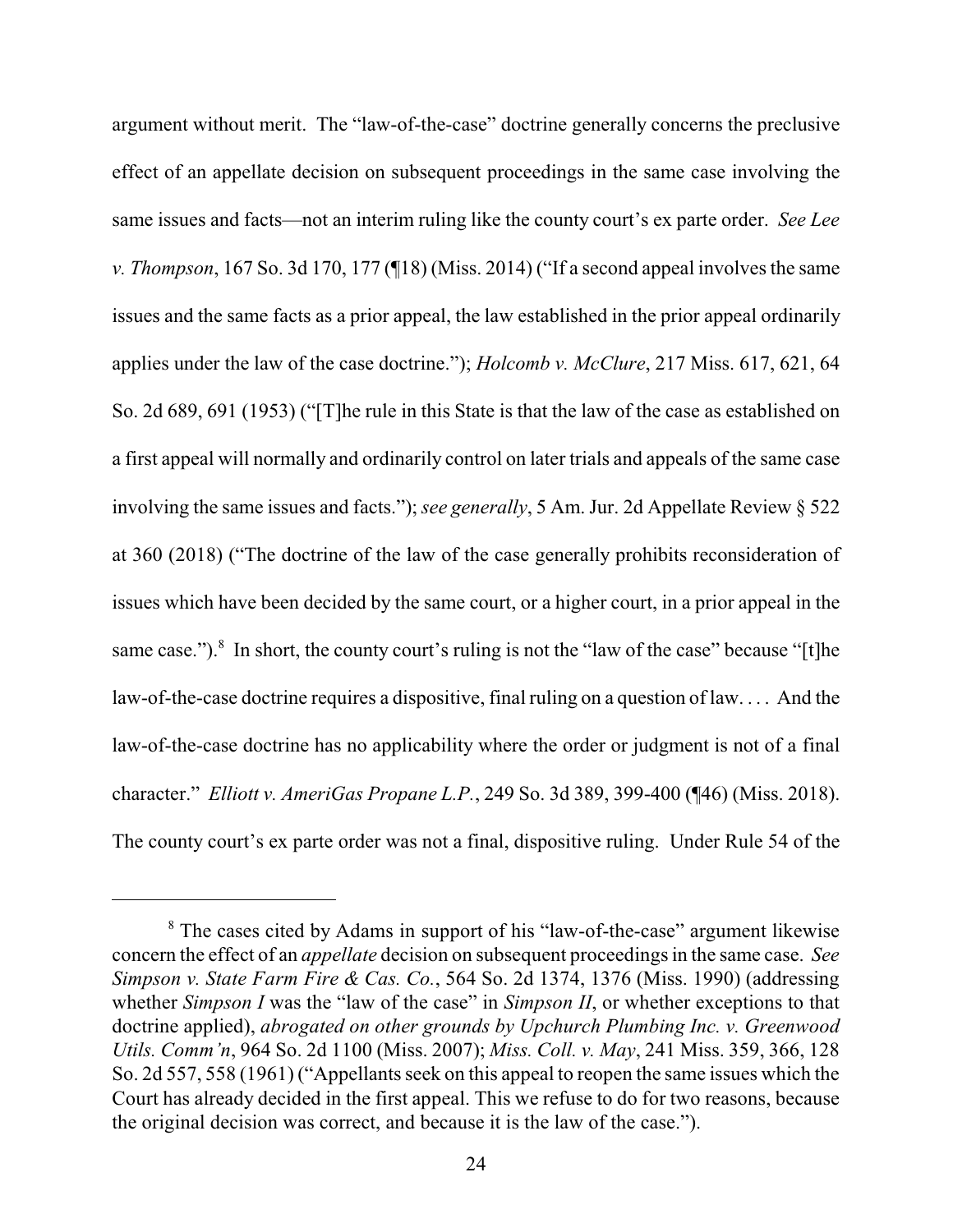argument without merit. The "law-of-the-case" doctrine generally concerns the preclusive effect of an appellate decision on subsequent proceedings in the same case involving the same issues and facts—not an interim ruling like the county court's ex parte order. *See Lee v. Thompson*, 167 So. 3d 170, 177 (¶18) (Miss. 2014) ("If a second appeal involves the same issues and the same facts as a prior appeal, the law established in the prior appeal ordinarily applies under the law of the case doctrine."); *Holcomb v. McClure*, 217 Miss. 617, 621, 64 So. 2d 689, 691 (1953) ("[T]he rule in this State is that the law of the case as established on a first appeal will normally and ordinarily control on later trials and appeals of the same case involving the same issues and facts."); *see generally*, 5 Am. Jur. 2d Appellate Review § 522 at 360 (2018) ("The doctrine of the law of the case generally prohibits reconsideration of issues which have been decided by the same court, or a higher court, in a prior appeal in the same case.").[8] In short, the county court's ruling is not the "law of the case" because "[t]he law-of-the-case doctrine requires a dispositive, final ruling on a question of law. . . . And the law-of-the-case doctrine has no applicability where the order or judgment is not of a final character." *Elliott v. AmeriGas Propane L.P.*, 249 So. 3d 389, 399-400 (¶46) (Miss. 2018). The county court's ex parte order was not a final, dispositive ruling. Under Rule 54 of the

---

[8] The cases cited by Adams in support of his "law-of-the-case" argument likewise concern the effect of an *appellate* decision on subsequent proceedings in the same case. *See Simpson v. State Farm Fire & Cas. Co.*, 564 So. 2d 1374, 1376 (Miss. 1990) (addressing whether *Simpson I* was the "law of the case" in *Simpson II*, or whether exceptions to that doctrine applied), *abrogated on other grounds by Upchurch Plumbing Inc. v. Greenwood Utils. Comm'n*, 964 So. 2d 1100 (Miss. 2007); *Miss. Coll. v. May*, 241 Miss. 359, 366, 128 So. 2d 557, 558 (1961) ("Appellants seek on this appeal to reopen the same issues which the Court has already decided in the first appeal. This we refuse to do for two reasons, because the original decision was correct, and because it is the law of the case.").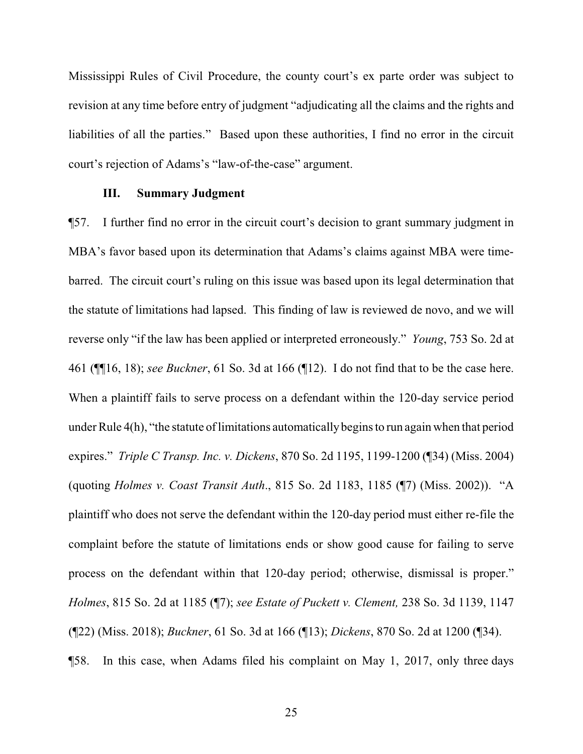Mississippi Rules of Civil Procedure, the county court's ex parte order was subject to revision at any time before entry of judgment "adjudicating all the claims and the rights and liabilities of all the parties." Based upon these authorities, I find no error in the circuit court's rejection of Adams's "law-of-the-case" argument.

### III. Summary Judgment

¶57. I further find no error in the circuit court's decision to grant summary judgment in MBA's favor based upon its determination that Adams's claims against MBA were time-barred. The circuit court's ruling on this issue was based upon its legal determination that the statute of limitations had lapsed. This finding of law is reviewed de novo, and we will reverse only "if the law has been applied or interpreted erroneously." *Young*, 753 So. 2d at 461 (¶¶16, 18); *see Buckner*, 61 So. 3d at 166 (¶12). I do not find that to be the case here. When a plaintiff fails to serve process on a defendant within the 120-day service period under Rule 4(h), "the statute of limitations automatically begins to run again when that period expires." *Triple C Transp. Inc. v. Dickens*, 870 So. 2d 1195, 1199-1200 (¶34) (Miss. 2004) (quoting *Holmes v. Coast Transit Auth*., 815 So. 2d 1183, 1185 (¶7) (Miss. 2002)). "A plaintiff who does not serve the defendant within the 120-day period must either re-file the complaint before the statute of limitations ends or show good cause for failing to serve process on the defendant within that 120-day period; otherwise, dismissal is proper." *Holmes*, 815 So. 2d at 1185 (¶7); *see Estate of Puckett v. Clement,* 238 So. 3d 1139, 1147 (¶22) (Miss. 2018); *Buckner*, 61 So. 3d at 166 (¶13); *Dickens*, 870 So. 2d at 1200 (¶34).

¶58. In this case, when Adams filed his complaint on May 1, 2017, only three days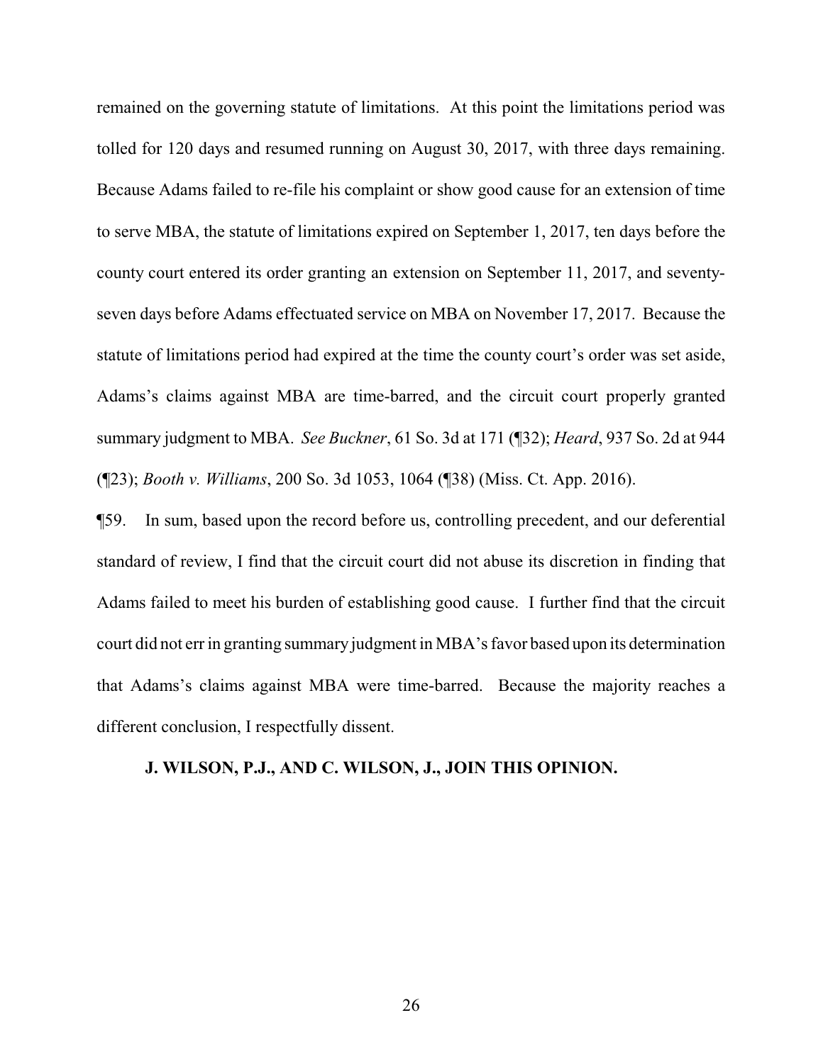remained on the governing statute of limitations. At this point the limitations period was tolled for 120 days and resumed running on August 30, 2017, with three days remaining. Because Adams failed to re-file his complaint or show good cause for an extension of time to serve MBA, the statute of limitations expired on September 1, 2017, ten days before the county court entered its order granting an extension on September 11, 2017, and seventy-seven days before Adams effectuated service on MBA on November 17, 2017. Because the statute of limitations period had expired at the time the county court's order was set aside, Adams's claims against MBA are time-barred, and the circuit court properly granted summary judgment to MBA. *See Buckner*, 61 So. 3d at 171 (¶32); *Heard*, 937 So. 2d at 944 (¶23); *Booth v. Williams*, 200 So. 3d 1053, 1064 (¶38) (Miss. Ct. App. 2016).

¶59. In sum, based upon the record before us, controlling precedent, and our deferential standard of review, I find that the circuit court did not abuse its discretion in finding that Adams failed to meet his burden of establishing good cause. I further find that the circuit court did not err in granting summary judgment in MBA's favor based upon its determination that Adams's claims against MBA were time-barred. Because the majority reaches a different conclusion, I respectfully dissent.

**J. WILSON, P.J., AND C. WILSON, J., JOIN THIS OPINION.**